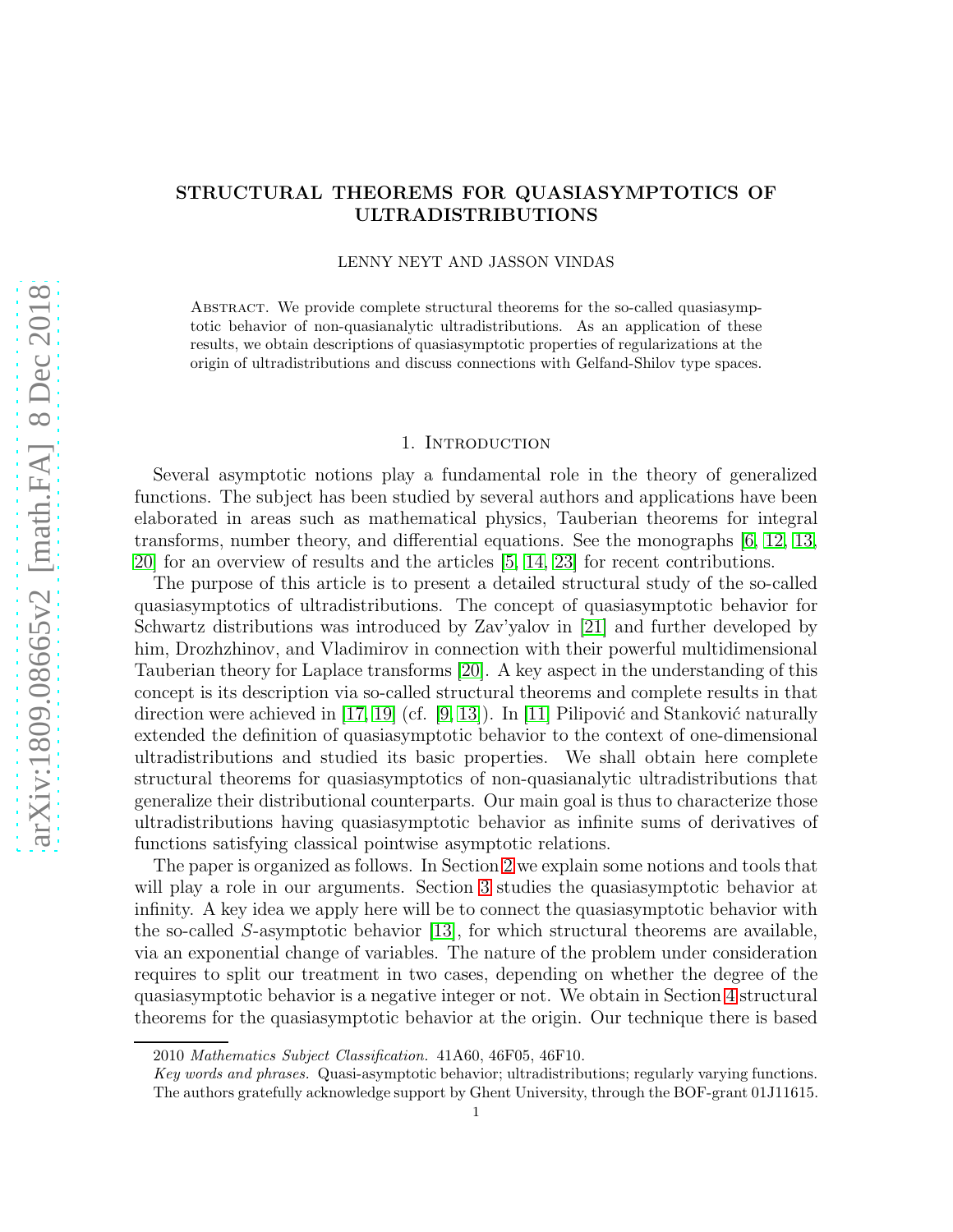# STRUCTURAL THEOREMS FOR QUASIASYMPTOTICS OF ULTRADISTRIBUTIONS

LENNY NEYT AND JASSON VINDAS

Abstract. We provide complete structural theorems for the so-called quasiasymptotic behavior of non-quasianalytic ultradistributions. As an application of these results, we obtain descriptions of quasiasymptotic properties of regularizations at the origin of ultradistributions and discuss connections with Gelfand-Shilov type spaces.

## 1. Introduction

Several asymptotic notions play a fundamental role in the theory of generalized functions. The subject has been studied by several authors and applications have been elaborated in areas such as mathematical physics, Tauberian theorems for integral transforms, number theory, and differential equations. See the monographs [6, 12, 13, 20] for an overview of results and the articles [5, 14, 23] for recent contributions.

The purpose of this article is to present a detailed structural study of the so-called quasiasymptotics of ultradistributions. The concept of quasiasymptotic behavior for Schwartz distributions was introduced by Zav'yalov in [21] and further developed by him, Drozhzhinov, and Vladimirov in connection with their powerful multidimensional Tauberian theory for Laplace transforms [20]. A key aspect in the understanding of this concept is its description via so-called structural theorems and complete results in that direction were achieved in [17, 19] (cf. [9, 13]). In [11] Pilipović and Stanković naturally extended the definition of quasiasymptotic behavior to the context of one-dimensional ultradistributions and studied its basic properties. We shall obtain here complete structural theorems for quasiasymptotics of non-quasianalytic ultradistributions that generalize their distributional counterparts. Our main goal is thus to characterize those ultradistributions having quasiasymptotic behavior as infinite sums of derivatives of functions satisfying classical pointwise asymptotic relations.

The paper is organized as follows. In Section 2 we explain some notions and tools that will play a role in our arguments. Section 3 studies the quasiasymptotic behavior at infinity. A key idea we apply here will be to connect the quasiasymptotic behavior with the so-called $S$-asymptotic behavior [13], for which structural theorems are available, via an exponential change of variables. The nature of the problem under consideration requires to split our treatment in two cases, depending on whether the degree of the quasiasymptotic behavior is a negative integer or not. We obtain in Section 4 structural theorems for the quasiasymptotic behavior at the origin. Our technique there is based

2010 *Mathematics Subject Classification.* 41A60, 46F05, 46F10.

*Key words and phrases.* Quasi-asymptotic behavior; ultradistributions; regularly varying functions.

The authors gratefully acknowledge support by Ghent University, through the BOF-grant 01J11615.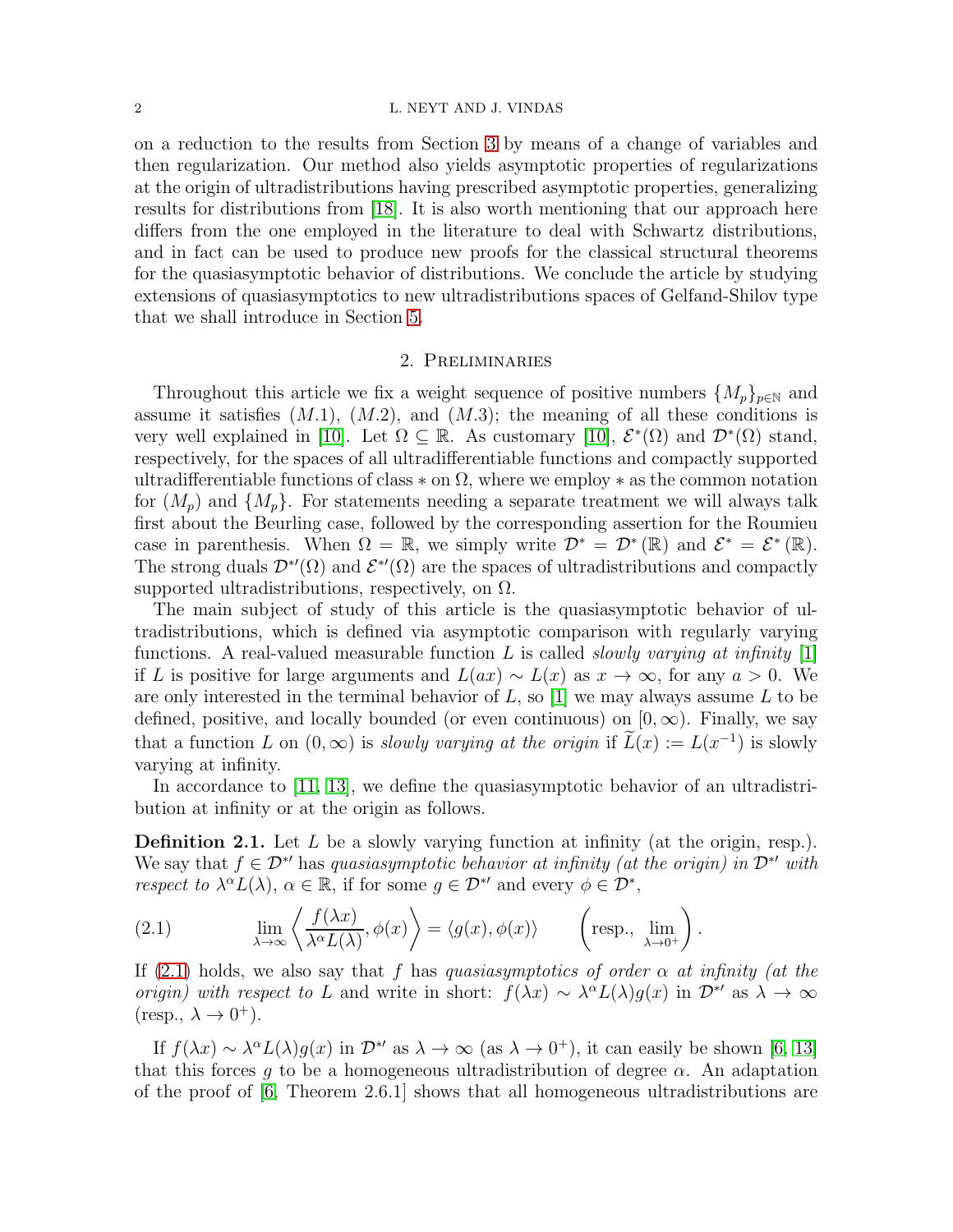on a reduction to the results from Section 3 by means of a change of variables and then regularization. Our method also yields asymptotic properties of regularizations at the origin of ultradistributions having prescribed asymptotic properties, generalizing results for distributions from [18]. It is also worth mentioning that our approach here differs from the one employed in the literature to deal with Schwartz distributions, and in fact can be used to produce new proofs for the classical structural theorems for the quasiasymptotic behavior of distributions. We conclude the article by studying extensions of quasiasymptotics to new ultradistributions spaces of Gelfand-Shilov type that we shall introduce in Section 5.

## 2. Preliminaries

Throughout this article we fix a weight sequence of positive numbers $\{M_p\}_{p\in\mathbb{N}}$ and assume it satisfies $(M.1)$, $(M.2)$, and $(M.3)$; the meaning of all these conditions is very well explained in [10]. Let $\Omega \subseteq \mathbb{R}$. As customary [10], $\mathcal{E}^*(\Omega)$ and $\mathcal{D}^*(\Omega)$ stand, respectively, for the spaces of all ultradifferentiable functions and compactly supported ultradifferentiable functions of class $*$ on $\Omega$, where we employ $*$ as the common notation for $(M_p)$ and $\{M_p\}$. For statements needing a separate treatment we will always talk first about the Beurling case, followed by the corresponding assertion for the Roumieu case in parenthesis. When $\Omega = \mathbb{R}$, we simply write $\mathcal{D}^* = \mathcal{D}^*(\mathbb{R})$ and $\mathcal{E}^* = \mathcal{E}^*(\mathbb{R})$. The strong duals $\mathcal{D}^{*\prime}(\Omega)$ and $\mathcal{E}^{*\prime}(\Omega)$ are the spaces of ultradistributions and compactly supported ultradistributions, respectively, on $\Omega$.

The main subject of study of this article is the quasiasymptotic behavior of ultradistributions, which is defined via asymptotic comparison with regularly varying functions. A real-valued measurable function $L$ is called *slowly varying at infinity* [1] if $L$ is positive for large arguments and $L(ax) \sim L(x)$ as $x \to \infty$, for any $a > 0$. We are only interested in the terminal behavior of $L$, so [1] we may always assume $L$ to be defined, positive, and locally bounded (or even continuous) on $[0, \infty)$. Finally, we say that a function $L$ on $(0, \infty)$ is *slowly varying at the origin* if $\widetilde{L}(x) := L(x^{-1})$ is slowly varying at infinity.

In accordance to [11, 13], we define the quasiasymptotic behavior of an ultradistribution at infinity or at the origin as follows.

**Definition 2.1.** Let $L$ be a slowly varying function at infinity (at the origin, resp.). We say that $f \in \mathcal{D}^{*\prime}$ has *quasiasymptotic behavior at infinity (at the origin) in $\mathcal{D}^{*\prime}$ with respect to $\lambda^\alpha L(\lambda)$*, $\alpha \in \mathbb{R}$, if for some $g \in \mathcal{D}^{*\prime}$ and every $\phi \in \mathcal{D}^*$,

$$\lim_{\lambda\to\infty} \left\langle \frac{f(\lambda x)}{\lambda^\alpha L(\lambda)}, \phi(x) \right\rangle = \langle g(x), \phi(x)\rangle \qquad \left(\text{resp., } \lim_{\lambda\to 0^+}\right). \tag{2.1}$$

If (2.1) holds, we also say that $f$ has *quasiasymptotics of order $\alpha$ at infinity (at the origin) with respect to $L$* and write in short: $f(\lambda x) \sim \lambda^\alpha L(\lambda) g(x)$ in $\mathcal{D}^{*\prime}$ as $\lambda \to \infty$ (resp., $\lambda \to 0^+$).

If $f(\lambda x) \sim \lambda^\alpha L(\lambda) g(x)$ in $\mathcal{D}^{*\prime}$ as $\lambda \to \infty$ (as $\lambda \to 0^+$), it can easily be shown [6, 13] that this forces $g$ to be a homogeneous ultradistribution of degree $\alpha$. An adaptation of the proof of [6, Theorem 2.6.1] shows that all homogeneous ultradistributions are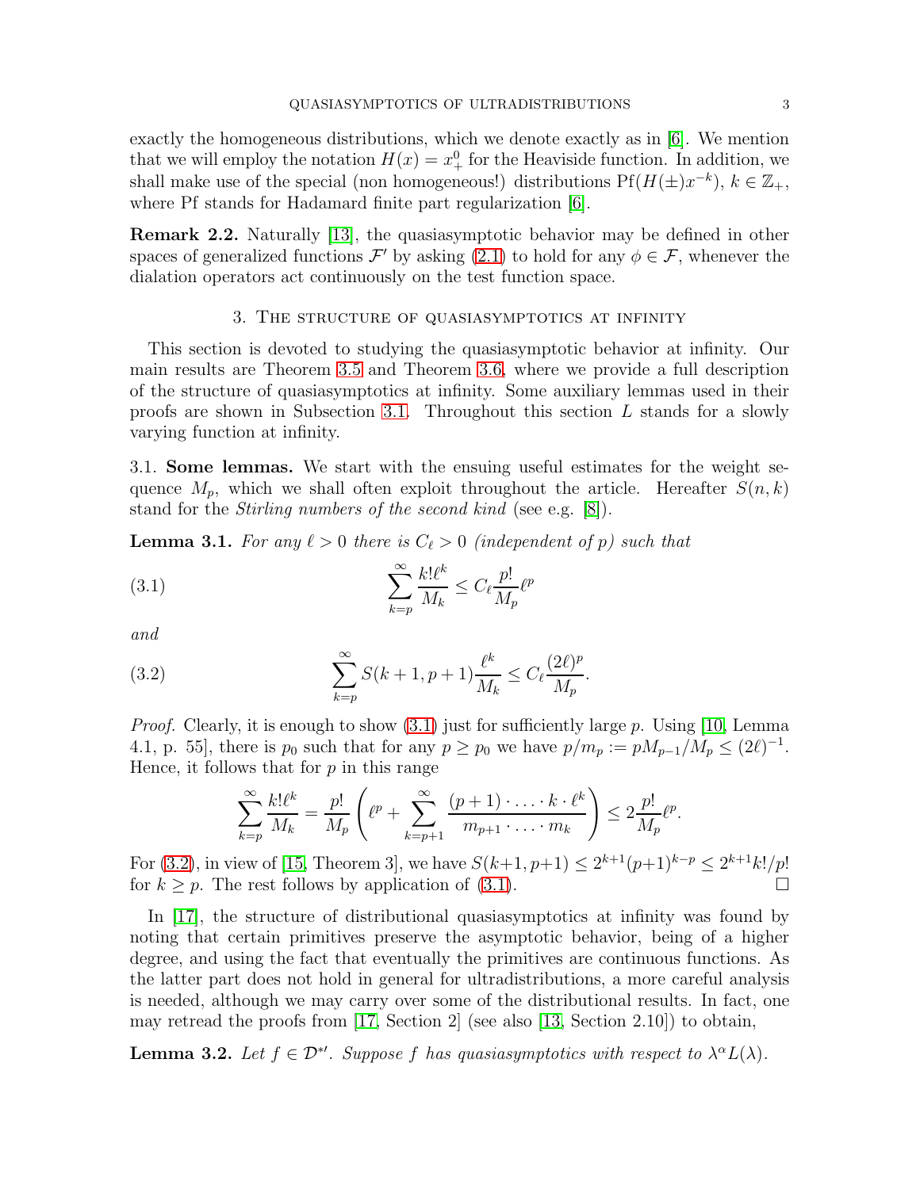exactly the homogeneous distributions, which we denote exactly as in [6]. We mention that we will employ the notation $H(x) = x_+^0$ for the Heaviside function. In addition, we shall make use of the special (non homogeneous!) distributions $\operatorname{Pf}(H(\pm)x^{-k})$, $k \in \mathbb{Z}_+$, where Pf stands for Hadamard finite part regularization [6].

**Remark 2.2.** Naturally [13], the quasiasymptotic behavior may be defined in other spaces of generalized functions $\mathcal{F}'$ by asking (2.1) to hold for any $\phi \in \mathcal{F}$, whenever the dialation operators act continuously on the test function space.

## 3. The structure of quasiasymptotics at infinity

This section is devoted to studying the quasiasymptotic behavior at infinity. Our main results are Theorem 3.5 and Theorem 3.6, where we provide a full description of the structure of quasiasymptotics at infinity. Some auxiliary lemmas used in their proofs are shown in Subsection 3.1. Throughout this section $L$ stands for a slowly varying function at infinity.

### 3.1. Some lemmas.

We start with the ensuing useful estimates for the weight sequence $M_p$, which we shall often exploit throughout the article. Hereafter $S(n,k)$ stand for the *Stirling numbers of the second kind* (see e.g. [8]).

**Lemma 3.1.** *For any $\ell > 0$ there is $C_\ell > 0$ (independent of $p$) such that*

$$\sum_{k=p}^{\infty} \frac{k!\ell^k}{M_k} \leq C_\ell \frac{p!}{M_p} \ell^p \tag{3.1}$$

*and*

$$\sum_{k=p}^{\infty} S(k+1,p+1) \frac{\ell^k}{M_k} \leq C_\ell \frac{(2\ell)^p}{M_p}. \tag{3.2}$$

*Proof.* Clearly, it is enough to show (3.1) just for sufficiently large $p$. Using [10, Lemma 4.1, p. 55], there is $p_0$ such that for any $p \geq p_0$ we have $p/m_p := pM_{p-1}/M_p \leq (2\ell)^{-1}$. Hence, it follows that for $p$ in this range

$$\sum_{k=p}^{\infty} \frac{k!\ell^k}{M_k} = \frac{p!}{M_p}\left(\ell^p + \sum_{k=p+1}^{\infty} \frac{(p+1)\cdot \ldots \cdot k \cdot \ell^k}{m_{p+1}\cdot \ldots \cdot m_k}\right) \leq 2\frac{p!}{M_p}\ell^p.$$

For (3.2), in view of [15, Theorem 3], we have $S(k+1,p+1) \leq 2^{k+1}(p+1)^{k-p} \leq 2^{k+1}k!/p!$ for $k \geq p$. The rest follows by application of (3.1). $\square$

In [17], the structure of distributional quasiasymptotics at infinity was found by noting that certain primitives preserve the asymptotic behavior, being of a higher degree, and using the fact that eventually the primitives are continuous functions. As the latter part does not hold in general for ultradistributions, a more careful analysis is needed, although we may carry over some of the distributional results. In fact, one may retread the proofs from [17, Section 2] (see also [13, Section 2.10]) to obtain,

**Lemma 3.2.** *Let $f \in \mathcal{D}^{*\prime}$. Suppose $f$ has quasiasymptotics with respect to $\lambda^\alpha L(\lambda)$.*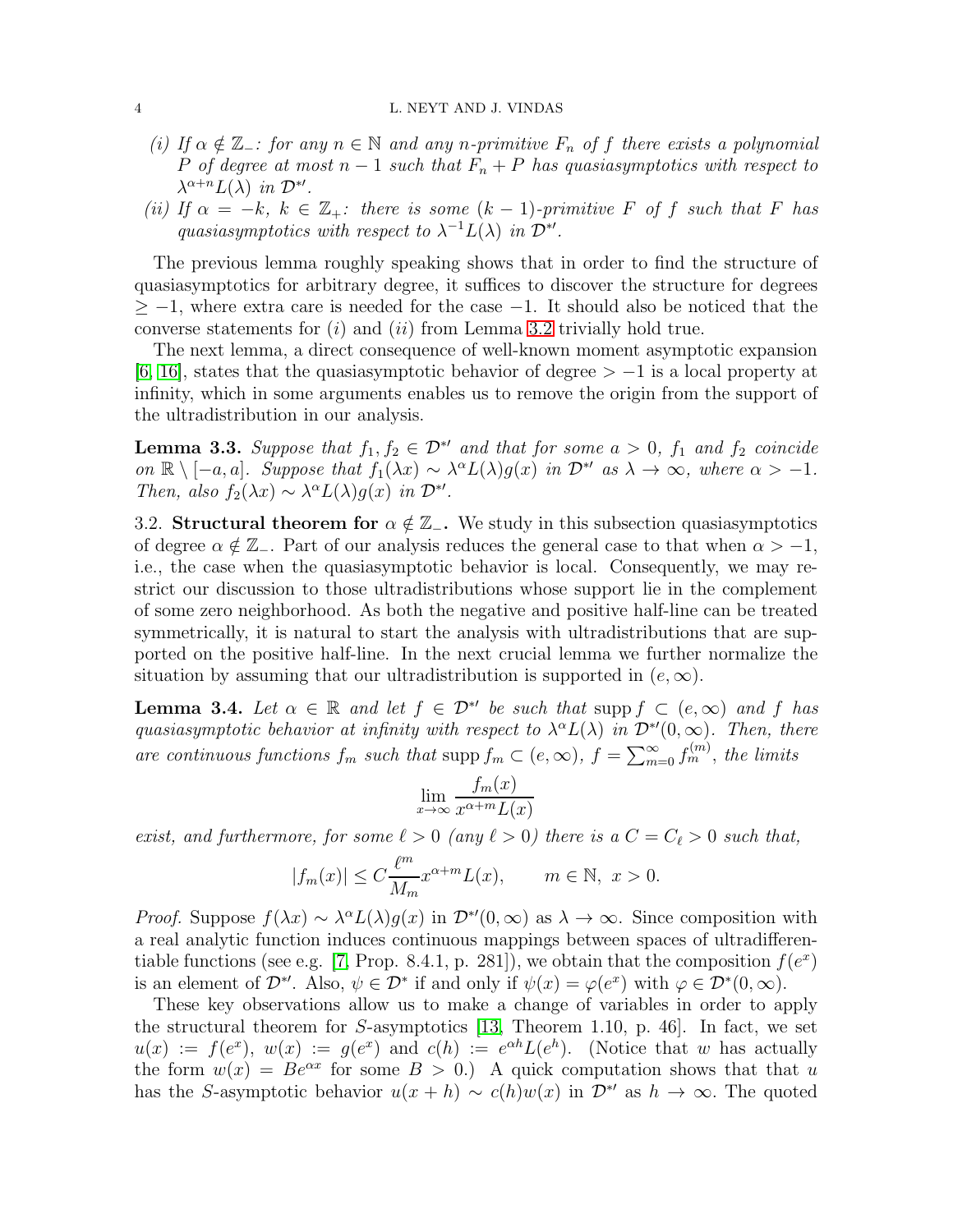*(i)* *If $\alpha \notin \mathbb{Z}_-$: for any $n \in \mathbb{N}$ and any $n$-primitive $F_n$ of $f$ there exists a polynomial $P$ of degree at most $n-1$ such that $F_n + P$ has quasiasymptotics with respect to $\lambda^{\alpha+n}L(\lambda)$ in $\mathcal{D}^{*\prime}$.*

*(ii)* *If $\alpha = -k$, $k \in \mathbb{Z}_+$: there is some $(k-1)$-primitive $F$ of $f$ such that $F$ has quasiasymptotics with respect to $\lambda^{-1}L(\lambda)$ in $\mathcal{D}^{*\prime}$.*

The previous lemma roughly speaking shows that in order to find the structure of quasiasymptotics for arbitrary degree, it suffices to discover the structure for degrees $\geq -1$, where extra care is needed for the case $-1$. It should also be noticed that the converse statements for *(i)* and *(ii)* from Lemma 3.2 trivially hold true.

The next lemma, a direct consequence of well-known moment asymptotic expansion [6, 16], states that the quasiasymptotic behavior of degree $> -1$ is a local property at infinity, which in some arguments enables us to remove the origin from the support of the ultradistribution in our analysis.

**Lemma 3.3.** *Suppose that $f_1, f_2 \in \mathcal{D}^{*\prime}$ and that for some $a > 0$, $f_1$ and $f_2$ coincide on $\mathbb{R} \setminus [-a, a]$. Suppose that $f_1(\lambda x) \sim \lambda^\alpha L(\lambda) g(x)$ in $\mathcal{D}^{*\prime}$ as $\lambda \to \infty$, where $\alpha > -1$. Then, also $f_2(\lambda x) \sim \lambda^\alpha L(\lambda) g(x)$ in $\mathcal{D}^{*\prime}$.*

3.2. **Structural theorem for $\alpha \notin \mathbb{Z}_-$.** We study in this subsection quasiasymptotics of degree $\alpha \notin \mathbb{Z}_-$. Part of our analysis reduces the general case to that when $\alpha > -1$, i.e., the case when the quasiasymptotic behavior is local. Consequently, we may restrict our discussion to those ultradistributions whose support lie in the complement of some zero neighborhood. As both the negative and positive half-line can be treated symmetrically, it is natural to start the analysis with ultradistributions that are supported on the positive half-line. In the next crucial lemma we further normalize the situation by assuming that our ultradistribution is supported in $(e, \infty)$.

**Lemma 3.4.** *Let $\alpha \in \mathbb{R}$ and let $f \in \mathcal{D}^{*\prime}$ be such that $\operatorname{supp} f \subset (e, \infty)$ and $f$ has quasiasymptotic behavior at infinity with respect to $\lambda^\alpha L(\lambda)$ in $\mathcal{D}^{*\prime}(0, \infty)$. Then, there are continuous functions $f_m$ such that $\operatorname{supp} f_m \subset (e, \infty)$, $f = \sum_{m=0}^{\infty} f_m^{(m)}$, the limits*

$$\lim_{x \to \infty} \frac{f_m(x)}{x^{\alpha+m} L(x)}$$

*exist, and furthermore, for some $\ell > 0$ (any $\ell > 0$) there is a $C = C_\ell > 0$ such that,*

$$|f_m(x)| \leq C \frac{\ell^m}{M_m} x^{\alpha+m} L(x), \qquad m \in \mathbb{N},\ x > 0.$$

*Proof.* Suppose $f(\lambda x) \sim \lambda^\alpha L(\lambda) g(x)$ in $\mathcal{D}^{*\prime}(0, \infty)$ as $\lambda \to \infty$. Since composition with a real analytic function induces continuous mappings between spaces of ultradifferentiable functions (see e.g. [7, Prop. 8.4.1, p. 281]), we obtain that the composition $f(e^x)$ is an element of $\mathcal{D}^{*\prime}$. Also, $\psi \in \mathcal{D}^*$ if and only if $\psi(x) = \varphi(e^x)$ with $\varphi \in \mathcal{D}^*(0, \infty)$.

These key observations allow us to make a change of variables in order to apply the structural theorem for $S$-asymptotics [13, Theorem 1.10, p. 46]. In fact, we set $u(x) := f(e^x)$, $w(x) := g(e^x)$ and $c(h) := e^{\alpha h} L(e^h)$. (Notice that $w$ has actually the form $w(x) = Be^{\alpha x}$ for some $B > 0$.) A quick computation shows that that $u$ has the $S$-asymptotic behavior $u(x + h) \sim c(h) w(x)$ in $\mathcal{D}^{*\prime}$ as $h \to \infty$. The quoted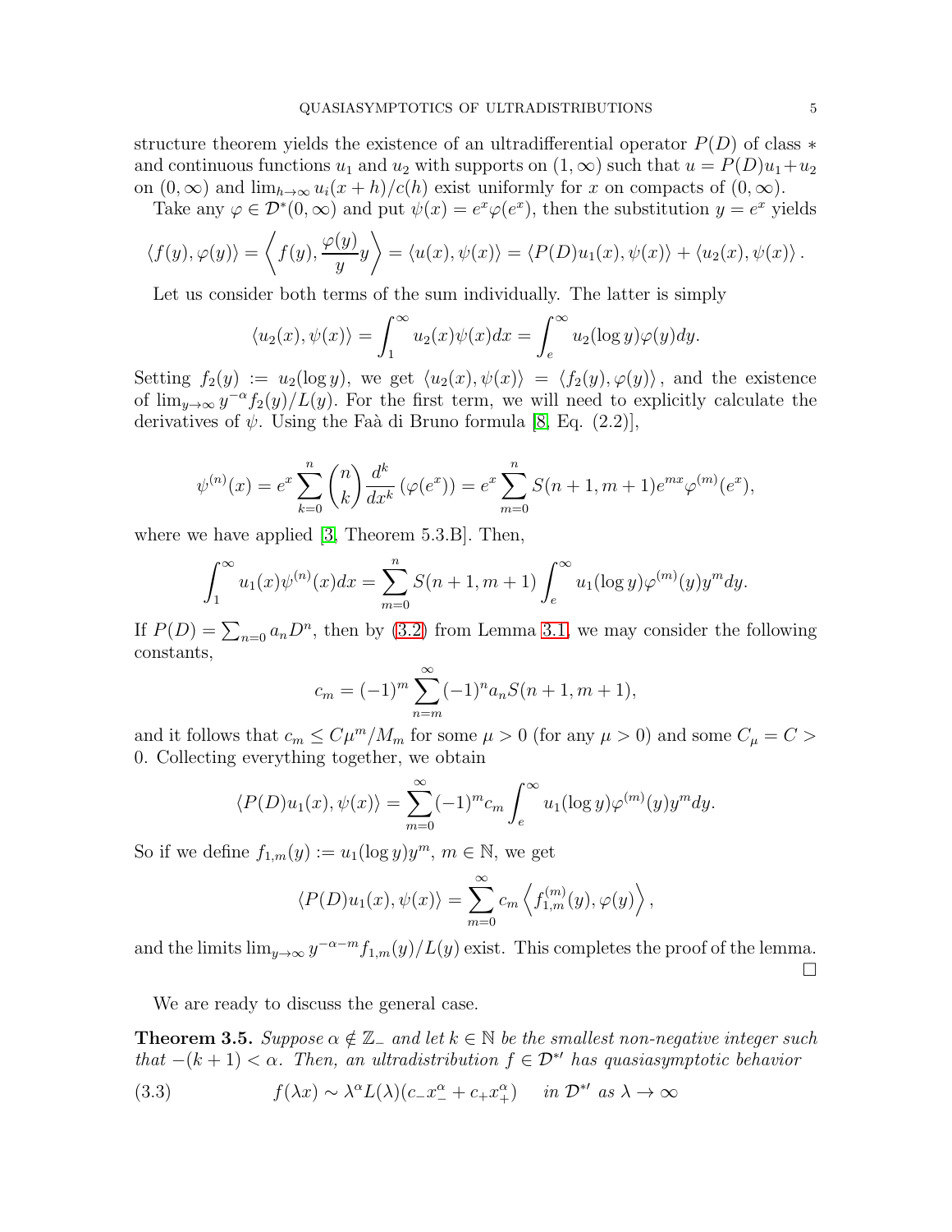structure theorem yields the existence of an ultradifferential operator $P(D)$ of class $*$ and continuous functions $u_1$ and $u_2$ with supports on $(1,\infty)$ such that $u = P(D)u_1 + u_2$ on $(0,\infty)$ and $\lim_{h\to\infty} u_i(x+h)/c(h)$ exist uniformly for $x$ on compacts of $(0,\infty)$.

Take any $\varphi \in \mathcal{D}^*(0,\infty)$ and put $\psi(x) = e^x\varphi(e^x)$, then the substitution $y = e^x$ yields

$$\langle f(y), \varphi(y)\rangle = \left\langle f(y), \frac{\varphi(y)}{y} y\right\rangle = \langle u(x), \psi(x)\rangle = \langle P(D)u_1(x), \psi(x)\rangle + \langle u_2(x), \psi(x)\rangle .$$

Let us consider both terms of the sum individually. The latter is simply

$$\langle u_2(x), \psi(x)\rangle = \int_1^\infty u_2(x)\psi(x)dx = \int_e^\infty u_2(\log y)\varphi(y)dy.$$

Setting $f_2(y) := u_2(\log y)$, we get $\langle u_2(x), \psi(x)\rangle = \langle f_2(y), \varphi(y)\rangle$, and the existence of $\lim_{y\to\infty} y^{-\alpha} f_2(y)/L(y)$. For the first term, we will need to explicitly calculate the derivatives of $\psi$. Using the Faà di Bruno formula [8, Eq. (2.2)],

$$\psi^{(n)}(x) = e^x \sum_{k=0}^{n} \binom{n}{k} \frac{d^k}{dx^k}\left(\varphi(e^x)\right) = e^x \sum_{m=0}^{n} S(n+1, m+1) e^{mx} \varphi^{(m)}(e^x),$$

where we have applied [3, Theorem 5.3.B]. Then,

$$\int_1^\infty u_1(x)\psi^{(n)}(x)dx = \sum_{m=0}^{n} S(n+1,m+1)\int_e^\infty u_1(\log y)\varphi^{(m)}(y)y^m dy.$$

If $P(D) = \sum_{n=0} a_n D^n$, then by (3.2) from Lemma 3.1, we may consider the following constants,

$$c_m = (-1)^m \sum_{n=m}^{\infty} (-1)^n a_n S(n+1, m+1),$$

and it follows that $c_m \leq C\mu^m/M_m$ for some $\mu > 0$ (for any $\mu > 0$) and some $C_\mu = C > 0$. Collecting everything together, we obtain

$$\langle P(D)u_1(x), \psi(x)\rangle = \sum_{m=0}^{\infty} (-1)^m c_m \int_e^\infty u_1(\log y)\varphi^{(m)}(y)y^m dy.$$

So if we define $f_{1,m}(y) := u_1(\log y)y^m$, $m \in \mathbb{N}$, we get

$$\langle P(D)u_1(x), \psi(x)\rangle = \sum_{m=0}^{\infty} c_m \left\langle f_{1,m}^{(m)}(y), \varphi(y)\right\rangle,$$

and the limits $\lim_{y\to\infty} y^{-\alpha-m} f_{1,m}(y)/L(y)$ exist. This completes the proof of the lemma. □

We are ready to discuss the general case.

**Theorem 3.5.** *Suppose $\alpha \notin \mathbb{Z}_-$ and let $k \in \mathbb{N}$ be the smallest non-negative integer such that $-(k+1) < \alpha$. Then, an ultradistribution $f \in \mathcal{D}^{*\prime}$ has quasiasymptotic behavior*

$$f(\lambda x) \sim \lambda^\alpha L(\lambda)(c_- x_-^\alpha + c_+ x_+^\alpha) \quad \text{in } \mathcal{D}^{*\prime} \text{ as } \lambda \to \infty \tag{3.3}$$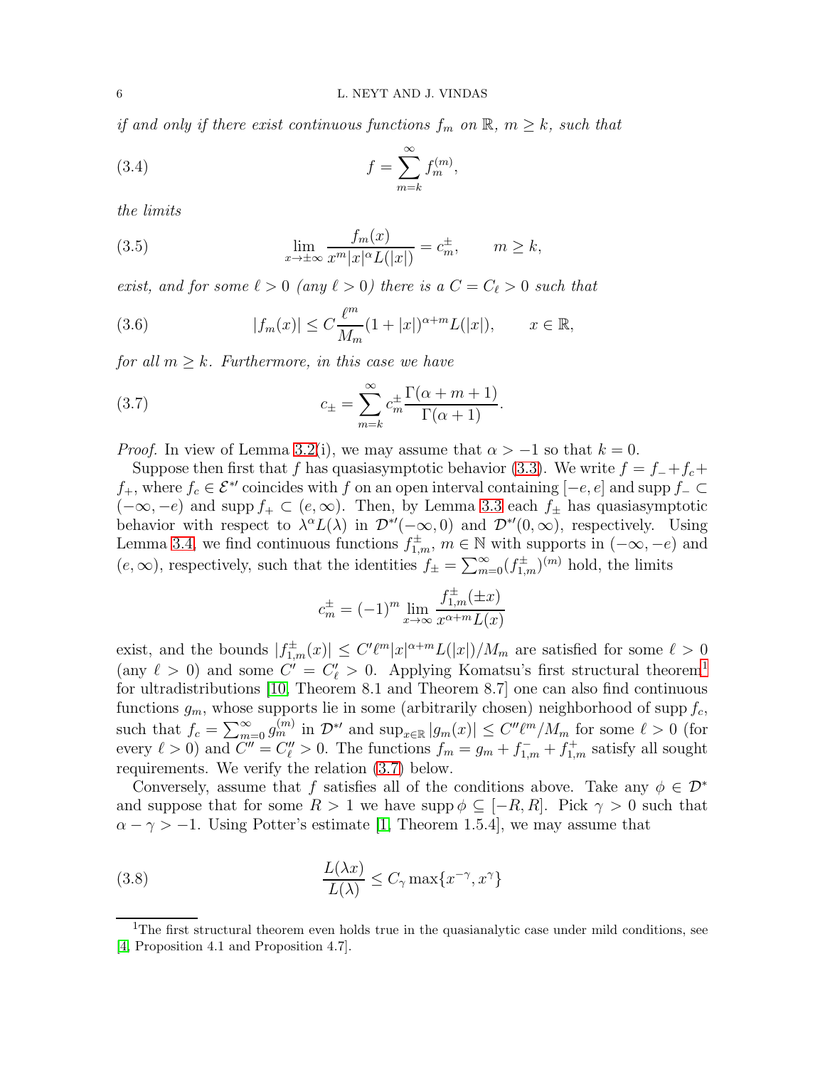*if and only if there exist continuous functions $f_m$ on $\mathbb{R}$, $m \geq k$, such that*

$$f = \sum_{m=k}^{\infty} f_m^{(m)}, \tag{3.4}$$

*the limits*

$$\lim_{x\to\pm\infty} \frac{f_m(x)}{x^m |x|^\alpha L(|x|)} = c_m^{\pm}, \qquad m \geq k, \tag{3.5}$$

*exist, and for some $\ell > 0$ (any $\ell > 0$) there is a $C = C_\ell > 0$ such that*

$$|f_m(x)| \leq C \frac{\ell^m}{M_m} (1 + |x|)^{\alpha+m} L(|x|), \qquad x \in \mathbb{R}, \tag{3.6}$$

*for all $m \geq k$. Furthermore, in this case we have*

$$c_{\pm} = \sum_{m=k}^{\infty} c_m^{\pm} \frac{\Gamma(\alpha + m + 1)}{\Gamma(\alpha + 1)}. \tag{3.7}$$

*Proof.* In view of Lemma 3.2(i), we may assume that $\alpha > -1$ so that $k = 0$.

Suppose then first that $f$ has quasiasymptotic behavior (3.3). We write $f = f_- + f_c + f_+$, where $f_c \in \mathcal{E}^{*\prime}$ coincides with $f$ on an open interval containing $[-e, e]$ and $\operatorname{supp} f_- \subset (-\infty, -e)$ and $\operatorname{supp} f_+ \subset (e, \infty)$. Then, by Lemma 3.3 each $f_\pm$ has quasiasymptotic behavior with respect to $\lambda^\alpha L(\lambda)$ in $\mathcal{D}^{*\prime}(-\infty, 0)$ and $\mathcal{D}^{*\prime}(0, \infty)$, respectively. Using Lemma 3.4, we find continuous functions $f_{1,m}^{\pm}$, $m \in \mathbb{N}$ with supports in $(-\infty, -e)$ and $(e, \infty)$, respectively, such that the identities $f_\pm = \sum_{m=0}^{\infty} (f_{1,m}^{\pm})^{(m)}$ hold, the limits

$$c_m^{\pm} = (-1)^m \lim_{x\to\infty} \frac{f_{1,m}^{\pm}(\pm x)}{x^{\alpha+m} L(x)}$$

exist, and the bounds $|f_{1,m}^{\pm}(x)| \leq C' \ell^m |x|^{\alpha+m} L(|x|)/M_m$ are satisfied for some $\ell > 0$ (any $\ell > 0$) and some $C' = C'_\ell > 0$. Applying Komatsu's first structural theorem[1] for ultradistributions [10, Theorem 8.1 and Theorem 8.7] one can also find continuous functions $g_m$, whose supports lie in some (arbitrarily chosen) neighborhood of $\operatorname{supp} f_c$, such that $f_c = \sum_{m=0}^{\infty} g_m^{(m)}$ in $\mathcal{D}^{*\prime}$ and $\sup_{x\in\mathbb{R}} |g_m(x)| \leq C'' \ell^m / M_m$ for some $\ell > 0$ (for every $\ell > 0$) and $C'' = C''_\ell > 0$. The functions $f_m = g_m + f_{1,m}^{-} + f_{1,m}^{+}$ satisfy all sought requirements. We verify the relation (3.7) below.

Conversely, assume that $f$ satisfies all of the conditions above. Take any $\phi \in \mathcal{D}^*$ and suppose that for some $R > 1$ we have $\operatorname{supp} \phi \subseteq [-R, R]$. Pick $\gamma > 0$ such that $\alpha - \gamma > -1$. Using Potter's estimate [1, Theorem 1.5.4], we may assume that

$$\frac{L(\lambda x)}{L(\lambda)} \leq C_\gamma \max\{x^{-\gamma}, x^{\gamma}\} \tag{3.8}$$

[1] The first structural theorem even holds true in the quasianalytic case under mild conditions, see [4, Proposition 4.1 and Proposition 4.7].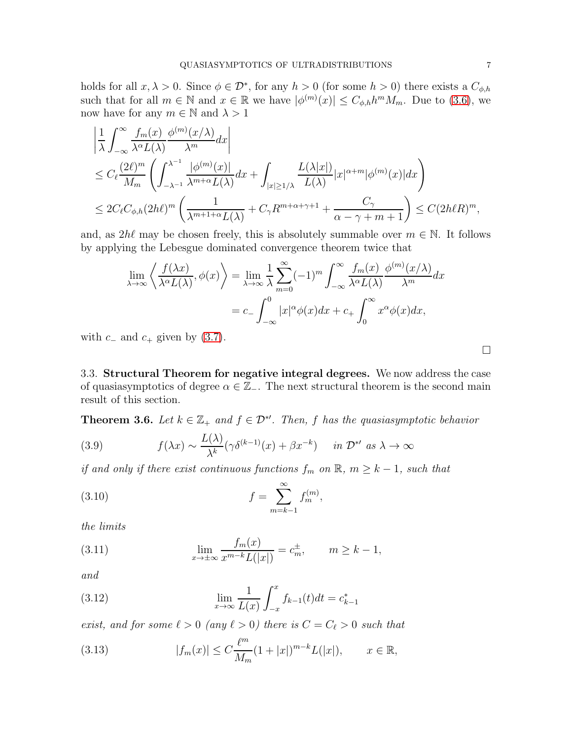holds for all $x, \lambda > 0$. Since $\phi \in \mathcal{D}^*$, for any $h > 0$ (for some $h > 0$) there exists a $C_{\phi,h}$ such that for all $m \in \mathbb{N}$ and $x \in \mathbb{R}$ we have $|\phi^{(m)}(x)| \leq C_{\phi,h} h^m M_m$. Due to (3.6), we now have for any $m \in \mathbb{N}$ and $\lambda > 1$

$$
\begin{aligned}
&\left| \frac{1}{\lambda} \int_{-\infty}^{\infty} \frac{f_m(x)}{\lambda^\alpha L(\lambda)} \frac{\phi^{(m)}(x/\lambda)}{\lambda^m} dx \right| \\
&\leq C_\ell \frac{(2\ell)^m}{M_m} \left( \int_{-\lambda^{-1}}^{\lambda^{-1}} \frac{|\phi^{(m)}(x)|}{\lambda^{m+\alpha} L(\lambda)} dx + \int_{|x| \geq 1/\lambda} \frac{L(\lambda |x|)}{L(\lambda)} |x|^{\alpha+m} |\phi^{(m)}(x)| dx \right) \\
&\leq 2 C_\ell C_{\phi,h} (2h\ell)^m \left( \frac{1}{\lambda^{m+1+\alpha} L(\lambda)} + C_\gamma R^{m+\alpha+\gamma+1} + \frac{C_\gamma}{\alpha - \gamma + m + 1} \right) \leq C (2h\ell R)^m,
\end{aligned}
$$

and, as $2h\ell$ may be chosen freely, this is absolutely summable over $m \in \mathbb{N}$. It follows by applying the Lebesgue dominated convergence theorem twice that

$$
\begin{aligned}
\lim_{\lambda \to \infty} \left\langle \frac{f(\lambda x)}{\lambda^\alpha L(\lambda)}, \phi(x) \right\rangle &= \lim_{\lambda \to \infty} \frac{1}{\lambda} \sum_{m=0}^{\infty} (-1)^m \int_{-\infty}^{\infty} \frac{f_m(x)}{\lambda^\alpha L(\lambda)} \frac{\phi^{(m)}(x/\lambda)}{\lambda^m} dx \\
&= c_- \int_{-\infty}^{0} |x|^\alpha \phi(x) dx + c_+ \int_0^\infty x^\alpha \phi(x) dx,
\end{aligned}
$$

with $c_-$ and $c_+$ given by (3.7).

□

### 3.3. **Structural Theorem for negative integral degrees.**

We now address the case of quasiasymptotics of degree $\alpha \in \mathbb{Z}_-$. The next structural theorem is the second main result of this section.

**Theorem 3.6.** *Let $k \in \mathbb{Z}_+$ and $f \in \mathcal{D}^{*\prime}$. Then, $f$ has the quasiasymptotic behavior*

$$
f(\lambda x) \sim \frac{L(\lambda)}{\lambda^k} (\gamma \delta^{(k-1)}(x) + \beta x^{-k}) \quad \text{in } \mathcal{D}^{*\prime} \text{ as } \lambda \to \infty \tag{3.9}
$$

*if and only if there exist continuous functions $f_m$ on $\mathbb{R}$, $m \geq k-1$, such that*

$$
f = \sum_{m=k-1}^{\infty} f_m^{(m)}, \tag{3.10}
$$

*the limits*

$$
\lim_{x \to \pm\infty} \frac{f_m(x)}{x^{m-k} L(|x|)} = c_m^{\pm}, \qquad m \geq k-1, \tag{3.11}
$$

*and*

$$
\lim_{x \to \infty} \frac{1}{L(x)} \int_{-x}^{x} f_{k-1}(t) dt = c_{k-1}^* \tag{3.12}
$$

*exist, and for some $\ell > 0$ (any $\ell > 0$) there is $C = C_\ell > 0$ such that*

$$
|f_m(x)| \leq C \frac{\ell^m}{M_m} (1 + |x|)^{m-k} L(|x|), \qquad x \in \mathbb{R}, \tag{3.13}
$$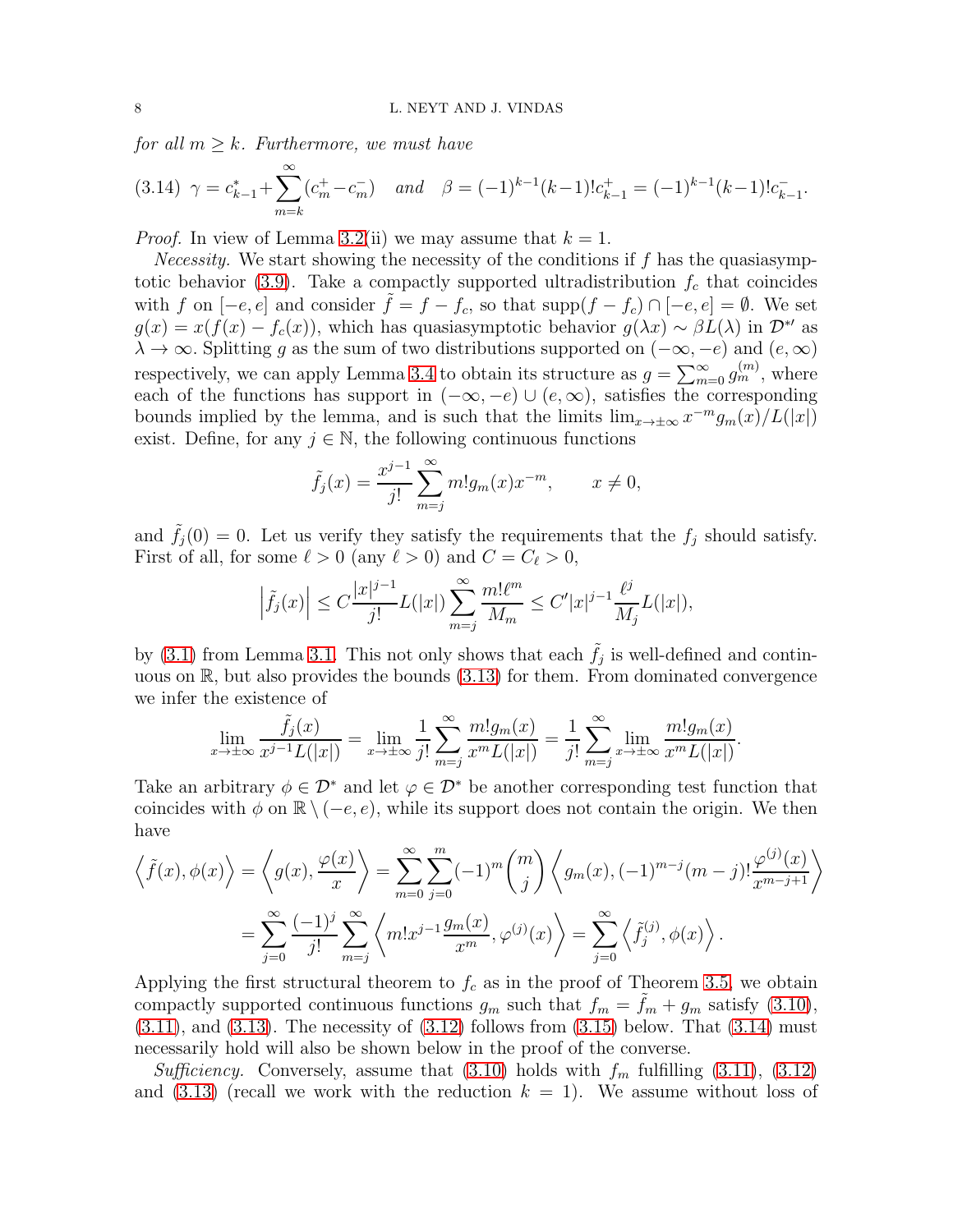*for all $m \geq k$. Furthermore, we must have*

$$\gamma = c_{k-1}^{*} + \sum_{m=k}^{\infty}(c_m^{+} - c_m^{-}) \quad \text{and} \quad \beta = (-1)^{k-1}(k-1)!c_{k-1}^{+} = (-1)^{k-1}(k-1)!c_{k-1}^{-}. \tag{3.14}$$

*Proof.* In view of Lemma 3.2(ii) we may assume that $k = 1$.

*Necessity.* We start showing the necessity of the conditions if $f$ has the quasiasymptotic behavior (3.9). Take a compactly supported ultradistribution $f_c$ that coincides with $f$ on $[-e, e]$ and consider $\tilde{f} = f - f_c$, so that $\operatorname{supp}(f - f_c) \cap [-e, e] = \emptyset$. We set $g(x) = x(f(x) - f_c(x))$, which has quasiasymptotic behavior $g(\lambda x) \sim \beta L(\lambda)$ in $\mathcal{D}^{*\prime}$ as $\lambda \to \infty$. Splitting $g$ as the sum of two distributions supported on $(-\infty, -e)$ and $(e, \infty)$ respectively, we can apply Lemma 3.4 to obtain its structure as $g = \sum_{m=0}^{\infty} g_m^{(m)}$, where each of the functions has support in $(-\infty, -e) \cup (e, \infty)$, satisfies the corresponding bounds implied by the lemma, and is such that the limits $\lim_{x \to \pm\infty} x^{-m} g_m(x)/L(|x|)$ exist. Define, for any $j \in \mathbb{N}$, the following continuous functions

$$\tilde{f}_j(x) = \frac{x^{j-1}}{j!} \sum_{m=j}^{\infty} m! g_m(x) x^{-m}, \qquad x \neq 0,$$

and $\tilde{f}_j(0) = 0$. Let us verify they satisfy the requirements that the $f_j$ should satisfy. First of all, for some $\ell > 0$ (any $\ell > 0$) and $C = C_\ell > 0$,

$$\left|\tilde{f}_j(x)\right| \leq C \frac{|x|^{j-1}}{j!} L(|x|) \sum_{m=j}^{\infty} \frac{m! \ell^m}{M_m} \leq C' |x|^{j-1} \frac{\ell^j}{M_j} L(|x|),$$

by (3.1) from Lemma 3.1. This not only shows that each $\tilde{f}_j$ is well-defined and continuous on $\mathbb{R}$, but also provides the bounds (3.13) for them. From dominated convergence we infer the existence of

$$\lim_{x \to \pm\infty} \frac{\tilde{f}_j(x)}{x^{j-1} L(|x|)} = \lim_{x \to \pm\infty} \frac{1}{j!} \sum_{m=j}^{\infty} \frac{m! g_m(x)}{x^m L(|x|)} = \frac{1}{j!} \sum_{m=j}^{\infty} \lim_{x \to \pm\infty} \frac{m! g_m(x)}{x^m L(|x|)}.$$

Take an arbitrary $\phi \in \mathcal{D}^*$ and let $\varphi \in \mathcal{D}^*$ be another corresponding test function that coincides with $\phi$ on $\mathbb{R} \setminus (-e, e)$, while its support does not contain the origin. We then have

$$\begin{aligned}
\left\langle \tilde{f}(x), \phi(x) \right\rangle &= \left\langle g(x), \frac{\varphi(x)}{x} \right\rangle = \sum_{m=0}^{\infty} \sum_{j=0}^{m} (-1)^m \binom{m}{j} \left\langle g_m(x), (-1)^{m-j}(m-j)! \frac{\varphi^{(j)}(x)}{x^{m-j+1}} \right\rangle \\
&= \sum_{j=0}^{\infty} \frac{(-1)^j}{j!} \sum_{m=j}^{\infty} \left\langle m! x^{j-1} \frac{g_m(x)}{x^m}, \varphi^{(j)}(x) \right\rangle = \sum_{j=0}^{\infty} \left\langle \tilde{f}_j^{(j)}, \phi(x) \right\rangle.
\end{aligned}$$

Applying the first structural theorem to $f_c$ as in the proof of Theorem 3.5, we obtain compactly supported continuous functions $g_m$ such that $f_m = \tilde{f}_m + g_m$ satisfy (3.10), (3.11), and (3.13). The necessity of (3.12) follows from (3.15) below. That (3.14) must necessarily hold will also be shown below in the proof of the converse.

*Sufficiency.* Conversely, assume that (3.10) holds with $f_m$ fulfilling (3.11), (3.12) and (3.13) (recall we work with the reduction $k = 1$). We assume without loss of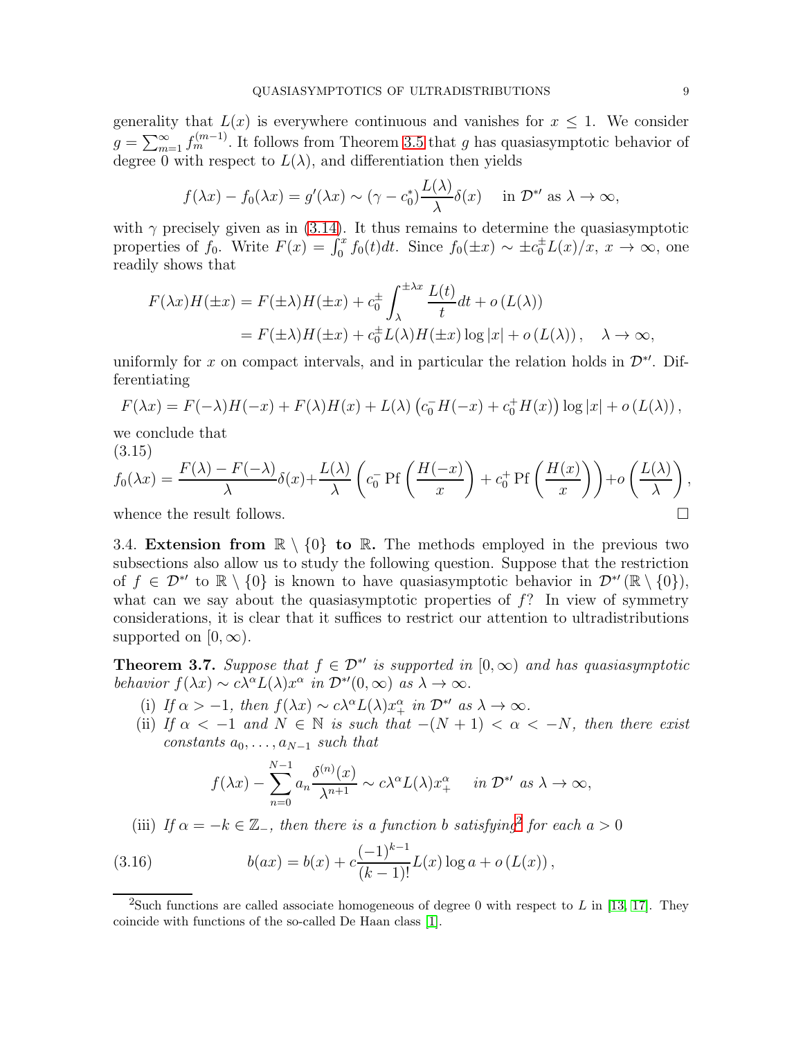generality that $L(x)$ is everywhere continuous and vanishes for $x \leq 1$. We consider $g = \sum_{m=1}^{\infty} f_m^{(m-1)}$. It follows from Theorem 3.5 that $g$ has quasiasymptotic behavior of degree 0 with respect to $L(\lambda)$, and differentiation then yields

$$f(\lambda x) - f_0(\lambda x) = g'(\lambda x) \sim (\gamma - c_0^*) \frac{L(\lambda)}{\lambda} \delta(x) \quad \text{in } \mathcal{D}^{*\prime} \text{ as } \lambda \to \infty,$$

with $\gamma$ precisely given as in (3.14). It thus remains to determine the quasiasymptotic properties of $f_0$. Write $F(x) = \int_0^x f_0(t)dt$. Since $f_0(\pm x) \sim \pm c_0^{\pm} L(x)/x$, $x \to \infty$, one readily shows that

$$\begin{aligned} F(\lambda x)H(\pm x) &= F(\pm\lambda)H(\pm x) + c_0^{\pm} \int_{\lambda}^{\pm\lambda x} \frac{L(t)}{t} dt + o\left(L(\lambda)\right) \\ &= F(\pm\lambda)H(\pm x) + c_0^{\pm} L(\lambda)H(\pm x)\log|x| + o\left(L(\lambda)\right), \quad \lambda \to \infty, \end{aligned}$$

uniformly for $x$ on compact intervals, and in particular the relation holds in $\mathcal{D}^{*\prime}$. Differentiating

$$F(\lambda x) = F(-\lambda)H(-x) + F(\lambda)H(x) + L(\lambda)\left(c_0^- H(-x) + c_0^+ H(x)\right)\log|x| + o\left(L(\lambda)\right),$$

we conclude that

(3.15)
$$f_0(\lambda x) = \frac{F(\lambda) - F(-\lambda)}{\lambda}\delta(x) + \frac{L(\lambda)}{\lambda}\left(c_0^- \operatorname{Pf}\left(\frac{H(-x)}{x}\right) + c_0^+ \operatorname{Pf}\left(\frac{H(x)}{x}\right)\right) + o\left(\frac{L(\lambda)}{\lambda}\right),$$

whence the result follows. □

3.4. **Extension from $\mathbb{R} \setminus \{0\}$ to $\mathbb{R}$.** The methods employed in the previous two subsections also allow us to study the following question. Suppose that the restriction of $f \in \mathcal{D}^{*\prime}$ to $\mathbb{R} \setminus \{0\}$ is known to have quasiasymptotic behavior in $\mathcal{D}^{*\prime}(\mathbb{R} \setminus \{0\})$, what can we say about the quasiasymptotic properties of $f$? In view of symmetry considerations, it is clear that it suffices to restrict our attention to ultradistributions supported on $[0, \infty)$.

**Theorem 3.7.** *Suppose that $f \in \mathcal{D}^{*\prime}$ is supported in $[0, \infty)$ and has quasiasymptotic behavior $f(\lambda x) \sim c\lambda^{\alpha}L(\lambda)x^{\alpha}$ in $\mathcal{D}^{*\prime}(0, \infty)$ as $\lambda \to \infty$.*

(i) *If $\alpha > -1$, then $f(\lambda x) \sim c\lambda^{\alpha}L(\lambda)x_+^{\alpha}$ in $\mathcal{D}^{*\prime}$ as $\lambda \to \infty$.*

(ii) *If $\alpha < -1$ and $N \in \mathbb{N}$ is such that $-(N+1) < \alpha < -N$, then there exist constants $a_0, \dots, a_{N-1}$ such that*

$$f(\lambda x) - \sum_{n=0}^{N-1} a_n \frac{\delta^{(n)}(x)}{\lambda^{n+1}} \sim c\lambda^{\alpha}L(\lambda)x_+^{\alpha} \quad \text{in } \mathcal{D}^{*\prime} \text{ as } \lambda \to \infty,$$

(iii) *If $\alpha = -k \in \mathbb{Z}_-$, then there is a function $b$ satisfying[2] for each $a > 0$*

$$b(ax) = b(x) + c\frac{(-1)^{k-1}}{(k-1)!}L(x)\log a + o\left(L(x)\right), \tag{3.16}$$

[2] Such functions are called associate homogeneous of degree 0 with respect to $L$ in [13, 17]. They coincide with functions of the so-called De Haan class [1].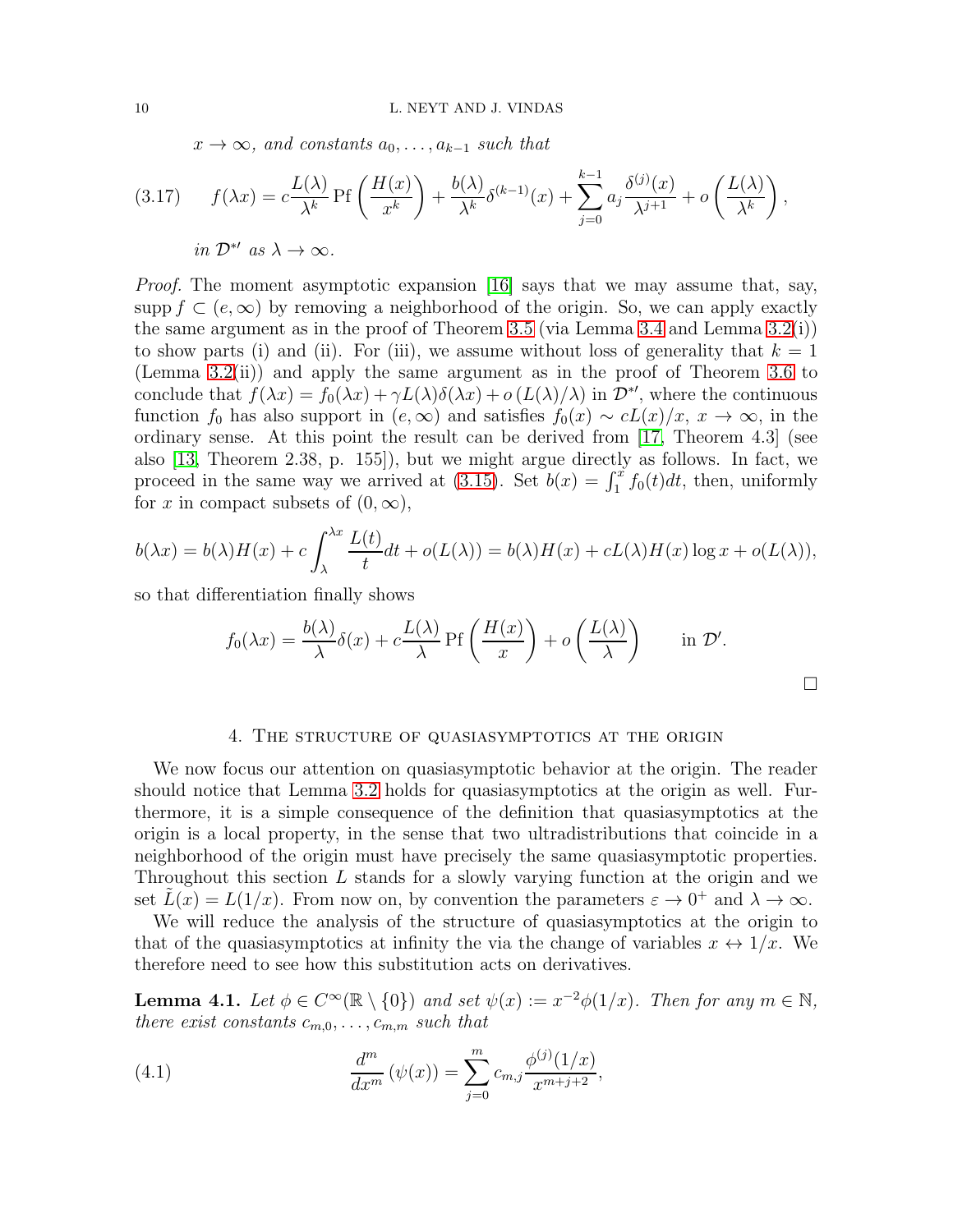*$x \to \infty$, and constants $a_0, \dots, a_{k-1}$ such that*

$$f(\lambda x) = c\frac{L(\lambda)}{\lambda^k} \operatorname{Pf}\left(\frac{H(x)}{x^k}\right) + \frac{b(\lambda)}{\lambda^k}\delta^{(k-1)}(x) + \sum_{j=0}^{k-1} a_j \frac{\delta^{(j)}(x)}{\lambda^{j+1}} + o\left(\frac{L(\lambda)}{\lambda^k}\right), \tag{3.17}$$

*in $\mathcal{D}^{*\prime}$ as $\lambda \to \infty$.*

*Proof.* The moment asymptotic expansion [16] says that we may assume that, say, $\operatorname{supp} f \subset (e, \infty)$ by removing a neighborhood of the origin. So, we can apply exactly the same argument as in the proof of Theorem 3.5 (via Lemma 3.4 and Lemma 3.2(i)) to show parts (i) and (ii). For (iii), we assume without loss of generality that $k = 1$ (Lemma 3.2(ii)) and apply the same argument as in the proof of Theorem 3.6 to conclude that $f(\lambda x) = f_0(\lambda x) + \gamma L(\lambda)\delta(\lambda x) + o\left(L(\lambda)/\lambda\right)$ in $\mathcal{D}^{*\prime}$, where the continuous function $f_0$ has also support in $(e, \infty)$ and satisfies $f_0(x) \sim cL(x)/x$, $x \to \infty$, in the ordinary sense. At this point the result can be derived from [17, Theorem 4.3] (see also [13, Theorem 2.38, p. 155]), but we might argue directly as follows. In fact, we proceed in the same way we arrived at (3.15). Set $b(x) = \int_1^x f_0(t)dt$, then, uniformly for $x$ in compact subsets of $(0, \infty)$,

$$b(\lambda x) = b(\lambda)H(x) + c\int_\lambda^{\lambda x} \frac{L(t)}{t}dt + o(L(\lambda)) = b(\lambda)H(x) + cL(\lambda)H(x)\log x + o(L(\lambda)),$$

so that differentiation finally shows

$$f_0(\lambda x) = \frac{b(\lambda)}{\lambda}\delta(x) + c\frac{L(\lambda)}{\lambda} \operatorname{Pf}\left(\frac{H(x)}{x}\right) + o\left(\frac{L(\lambda)}{\lambda}\right) \qquad \text{in } \mathcal{D}'.$$

$\square$

## 4. The structure of quasiasymptotics at the origin

We now focus our attention on quasiasymptotic behavior at the origin. The reader should notice that Lemma 3.2 holds for quasiasymptotics at the origin as well. Furthermore, it is a simple consequence of the definition that quasiasymptotics at the origin is a local property, in the sense that two ultradistributions that coincide in a neighborhood of the origin must have precisely the same quasiasymptotic properties. Throughout this section $L$ stands for a slowly varying function at the origin and we set $\tilde{L}(x) = L(1/x)$. From now on, by convention the parameters $\varepsilon \to 0^+$ and $\lambda \to \infty$.

We will reduce the analysis of the structure of quasiasymptotics at the origin to that of the quasiasymptotics at infinity the via the change of variables $x \leftrightarrow 1/x$. We therefore need to see how this substitution acts on derivatives.

**Lemma 4.1.** *Let $\phi \in C^\infty(\mathbb{R} \setminus \{0\})$ and set $\psi(x) := x^{-2}\phi(1/x)$. Then for any $m \in \mathbb{N}$, there exist constants $c_{m,0}, \dots, c_{m,m}$ such that*

$$\frac{d^m}{dx^m}\left(\psi(x)\right) = \sum_{j=0}^{m} c_{m,j}\frac{\phi^{(j)}(1/x)}{x^{m+j+2}}, \tag{4.1}$$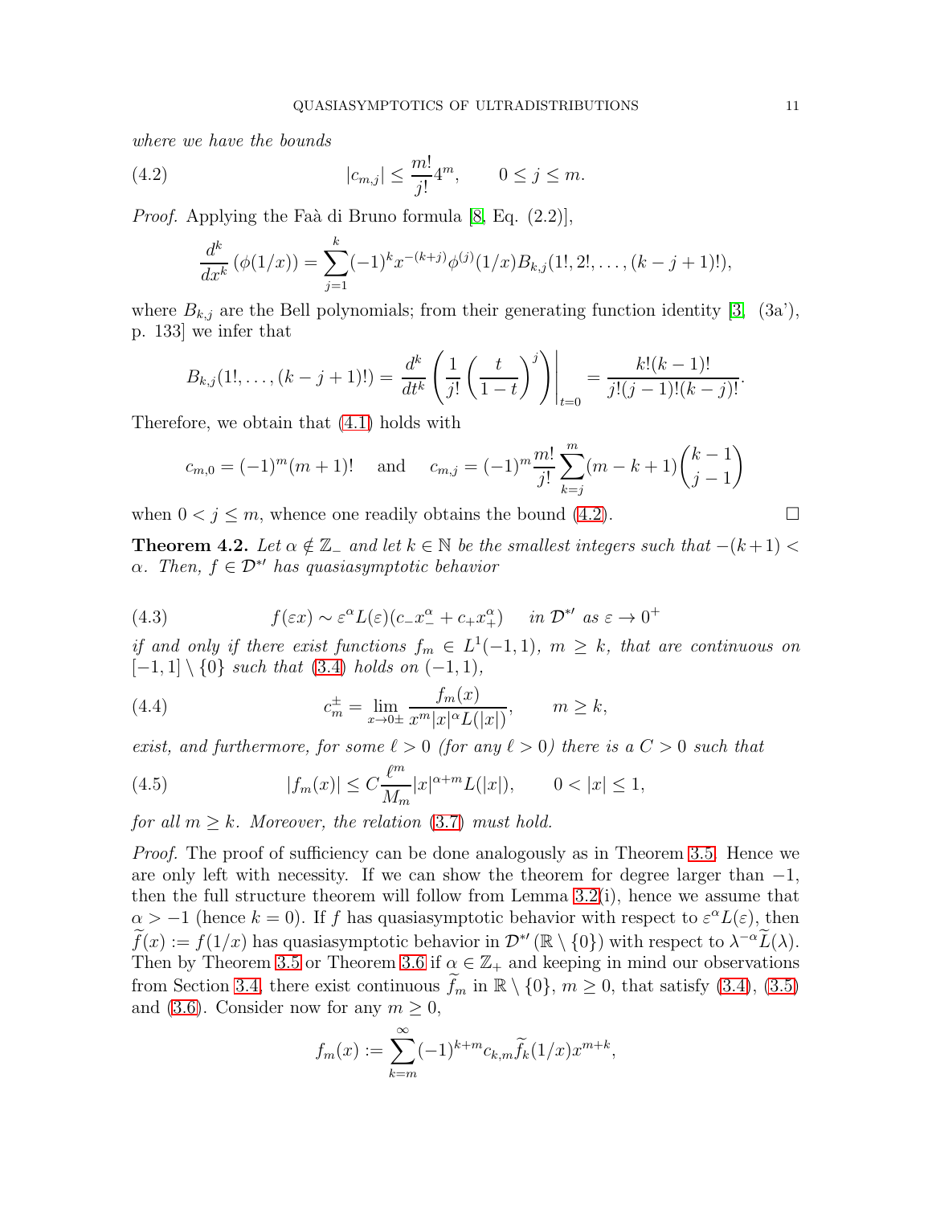*where we have the bounds*

$$|c_{m,j}| \le \frac{m!}{j!}4^m, \qquad 0 \le j \le m. \tag{4.2}$$

*Proof.* Applying the Faà di Bruno formula [8, Eq. (2.2)],

$$\frac{d^k}{dx^k}\left(\phi(1/x)\right) = \sum_{j=1}^{k}(-1)^k x^{-(k+j)}\phi^{(j)}(1/x)B_{k,j}(1!, 2!, \ldots, (k-j+1)!),$$

where $B_{k,j}$ are the Bell polynomials; from their generating function identity [3, (3a'), p. 133] we infer that

$$B_{k,j}(1!, \ldots, (k-j+1)!) = \frac{d^k}{dt^k}\left(\frac{1}{j!}\left(\frac{t}{1-t}\right)^j\right)\bigg|_{t=0} = \frac{k!(k-1)!}{j!(j-1)!(k-j)!}.$$

Therefore, we obtain that (4.1) holds with

$$c_{m,0} = (-1)^m(m+1)! \quad \text{ and } \quad c_{m,j} = (-1)^m\frac{m!}{j!}\sum_{k=j}^{m}(m-k+1)\binom{k-1}{j-1}$$

when $0 < j \le m$, whence one readily obtains the bound (4.2). □

**Theorem 4.2.** *Let $\alpha \notin \mathbb{Z}_-$ and let $k \in \mathbb{N}$ be the smallest integers such that $-(k+1) < \alpha$. Then, $f \in \mathcal{D}^{*\prime}$ has quasiasymptotic behavior*

$$f(\varepsilon x) \sim \varepsilon^\alpha L(\varepsilon)(c_- x_-^\alpha + c_+ x_+^\alpha) \quad \text{ in } \mathcal{D}^{*\prime} \text{ as } \varepsilon \to 0^+ \tag{4.3}$$

*if and only if there exist functions $f_m \in L^1(-1,1)$, $m \ge k$, that are continuous on $[-1,1]\setminus\{0\}$ such that (3.4) holds on $(-1,1)$,*

$$c_m^\pm = \lim_{x\to 0\pm}\frac{f_m(x)}{x^m|x|^\alpha L(|x|)}, \qquad m \ge k, \tag{4.4}$$

*exist, and furthermore, for some $\ell > 0$ (for any $\ell > 0$) there is a $C > 0$ such that*

$$|f_m(x)| \le C\frac{\ell^m}{M_m}|x|^{\alpha+m}L(|x|), \qquad 0 < |x| \le 1, \tag{4.5}$$

*for all $m \ge k$. Moreover, the relation (3.7) must hold.*

*Proof.* The proof of sufficiency can be done analogously as in Theorem 3.5. Hence we are only left with necessity. If we can show the theorem for degree larger than $-1$, then the full structure theorem will follow from Lemma 3.2(i), hence we assume that $\alpha > -1$ (hence $k = 0$). If $f$ has quasiasymptotic behavior with respect to $\varepsilon^\alpha L(\varepsilon)$, then $\widetilde{f}(x) := f(1/x)$ has quasiasymptotic behavior in $\mathcal{D}^{*\prime}(\mathbb{R}\setminus\{0\})$ with respect to $\lambda^{-\alpha}\widetilde{L}(\lambda)$. Then by Theorem 3.5 or Theorem 3.6 if $\alpha \in \mathbb{Z}_+$ and keeping in mind our observations from Section 3.4, there exist continuous $\widetilde{f}_m$ in $\mathbb{R}\setminus\{0\}$, $m \ge 0$, that satisfy (3.4), (3.5) and (3.6). Consider now for any $m \ge 0$,

$$f_m(x) := \sum_{k=m}^{\infty}(-1)^{k+m}c_{k,m}\widetilde{f}_k(1/x)x^{m+k},$$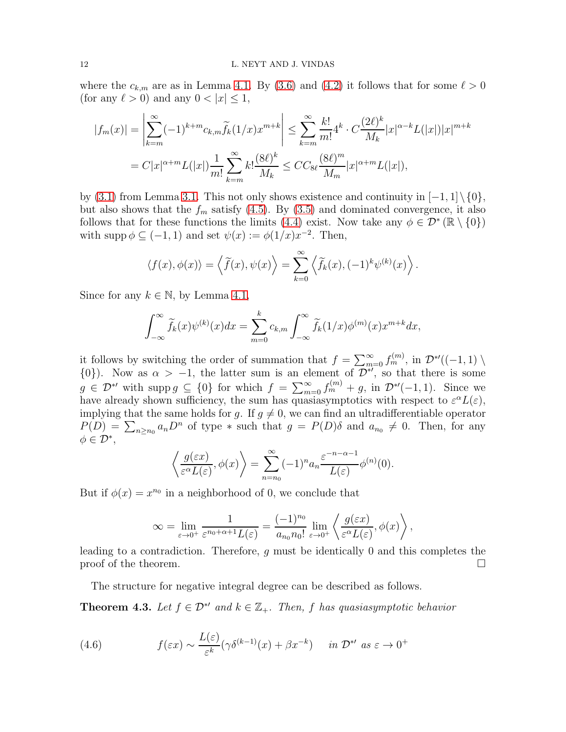where the $c_{k,m}$ are as in Lemma 4.1. By (3.6) and (4.2) it follows that for some $\ell > 0$ (for any $\ell > 0$) and any $0 < |x| \leq 1$,

$$
\begin{aligned}
|f_m(x)| &= \left| \sum_{k=m}^{\infty} (-1)^{k+m} c_{k,m} \widetilde{f}_k(1/x) x^{m+k} \right| \leq \sum_{k=m}^{\infty} \frac{k!}{m!} 4^k \cdot C \frac{(2\ell)^k}{M_k} |x|^{\alpha-k} L(|x|) |x|^{m+k} \\
&= C|x|^{\alpha+m} L(|x|) \frac{1}{m!} \sum_{k=m}^{\infty} k! \frac{(8\ell)^k}{M_k} \leq C C_{8\ell} \frac{(8\ell)^m}{M_m} |x|^{\alpha+m} L(|x|),
\end{aligned}
$$

by (3.1) from Lemma 3.1. This not only shows existence and continuity in $[-1,1] \setminus \{0\}$, but also shows that the $f_m$ satisfy (4.5). By (3.5) and dominated convergence, it also follows that for these functions the limits (4.4) exist. Now take any $\phi \in \mathcal{D}^*(\mathbb{R} \setminus \{0\})$ with $\operatorname{supp} \phi \subseteq (-1,1)$ and set $\psi(x) := \phi(1/x) x^{-2}$. Then,

$$
\langle f(x), \phi(x) \rangle = \left\langle \widetilde{f}(x), \psi(x) \right\rangle = \sum_{k=0}^{\infty} \left\langle \widetilde{f}_k(x), (-1)^k \psi^{(k)}(x) \right\rangle.
$$

Since for any $k \in \mathbb{N}$, by Lemma 4.1,

$$
\int_{-\infty}^{\infty} \widetilde{f}_k(x) \psi^{(k)}(x) dx = \sum_{m=0}^{k} c_{k,m} \int_{-\infty}^{\infty} \widetilde{f}_k(1/x) \phi^{(m)}(x) x^{m+k} dx,
$$

it follows by switching the order of summation that $f = \sum_{m=0}^{\infty} f_m^{(m)}$, in $\mathcal{D}^{*\prime}((-1,1) \setminus \{0\})$. Now as $\alpha > -1$, the latter sum is an element of $\mathcal{D}^{*\prime}$, so that there is some $g \in \mathcal{D}^{*\prime}$ with $\operatorname{supp} g \subseteq \{0\}$ for which $f = \sum_{m=0}^{\infty} f_m^{(m)} + g$, in $\mathcal{D}^{*\prime}(-1,1)$. Since we have already shown sufficiency, the sum has quasiasymptotics with respect to $\varepsilon^\alpha L(\varepsilon)$, implying that the same holds for $g$. If $g \neq 0$, we can find an ultradifferentiable operator $P(D) = \sum_{n \geq n_0} a_n D^n$ of type $*$ such that $g = P(D)\delta$ and $a_{n_0} \neq 0$. Then, for any $\phi \in \mathcal{D}^*$,

$$
\left\langle \frac{g(\varepsilon x)}{\varepsilon^\alpha L(\varepsilon)}, \phi(x) \right\rangle = \sum_{n=n_0}^{\infty} (-1)^n a_n \frac{\varepsilon^{-n-\alpha-1}}{L(\varepsilon)} \phi^{(n)}(0).
$$

But if $\phi(x) = x^{n_0}$ in a neighborhood of 0, we conclude that

$$
\infty = \lim_{\varepsilon \to 0^+} \frac{1}{\varepsilon^{n_0+\alpha+1} L(\varepsilon)} = \frac{(-1)^{n_0}}{a_{n_0} n_0!} \lim_{\varepsilon \to 0^+} \left\langle \frac{g(\varepsilon x)}{\varepsilon^\alpha L(\varepsilon)}, \phi(x) \right\rangle,
$$

leading to a contradiction. Therefore, $g$ must be identically 0 and this completes the proof of the theorem. $\square$

The structure for negative integral degree can be described as follows.

**Theorem 4.3.** *Let $f \in \mathcal{D}^{*\prime}$ and $k \in \mathbb{Z}_+$. Then, $f$ has quasiasymptotic behavior*

$$
f(\varepsilon x) \sim \frac{L(\varepsilon)}{\varepsilon^k} (\gamma \delta^{(k-1)}(x) + \beta x^{-k}) \quad \text{in } \mathcal{D}^{*\prime} \text{ as } \varepsilon \to 0^+ \tag{4.6}
$$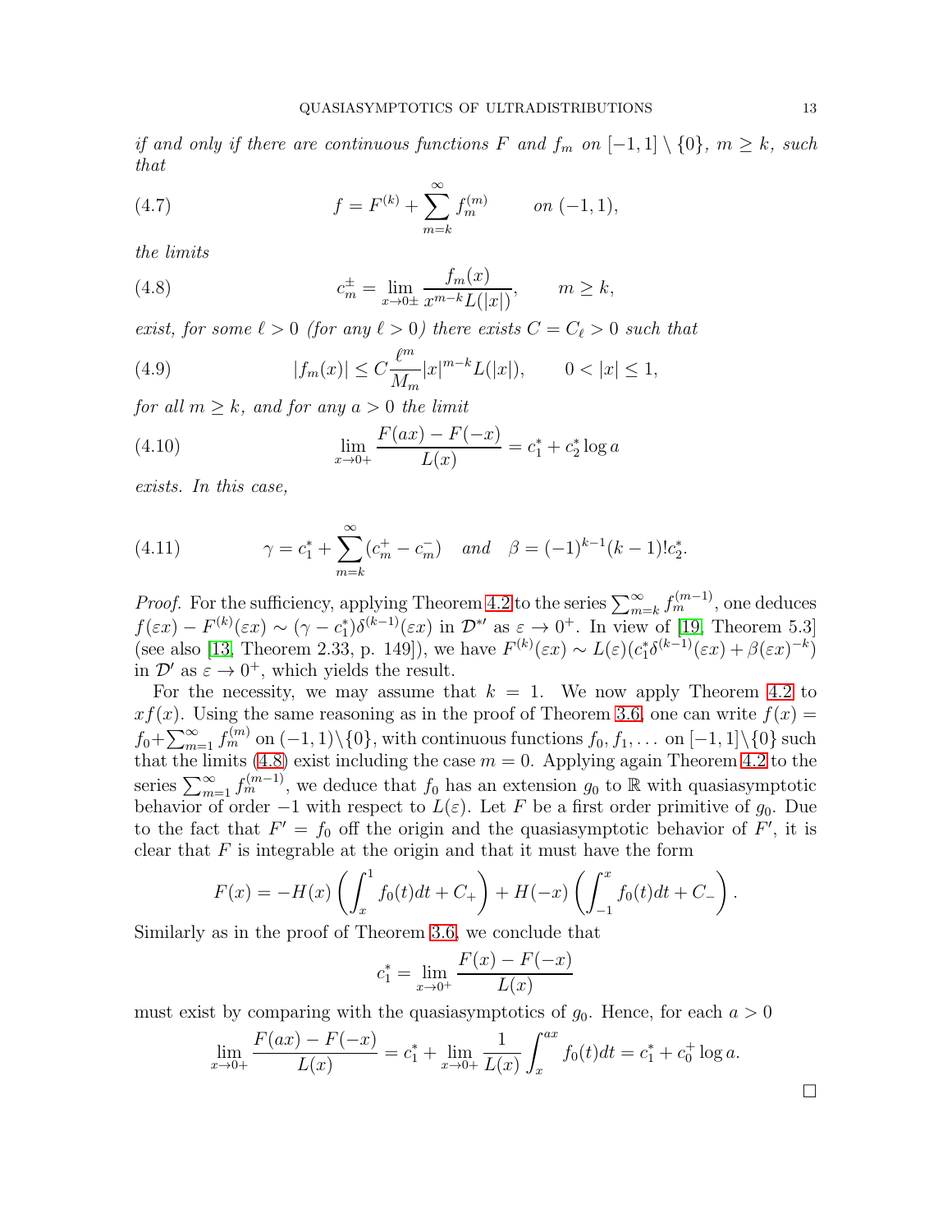*if and only if there are continuous functions $F$ and $f_m$ on $[-1,1]\setminus\{0\}$, $m\geq k$, such that*

$$f = F^{(k)} + \sum_{m=k}^{\infty} f_m^{(m)} \qquad \text{on } (-1,1), \tag{4.7}$$

*the limits*

$$c_m^{\pm} = \lim_{x\to 0\pm} \frac{f_m(x)}{x^{m-k}L(|x|)}, \qquad m\geq k, \tag{4.8}$$

*exist, for some $\ell>0$ (for any $\ell>0$) there exists $C=C_\ell>0$ such that*

$$|f_m(x)| \leq C\frac{\ell^m}{M_m}|x|^{m-k}L(|x|), \qquad 0<|x|\leq 1, \tag{4.9}$$

*for all $m\geq k$, and for any $a>0$ the limit*

$$\lim_{x\to 0+} \frac{F(ax)-F(-x)}{L(x)} = c_1^* + c_2^*\log a \tag{4.10}$$

*exists. In this case,*

$$\gamma = c_1^* + \sum_{m=k}^{\infty}(c_m^+ - c_m^-) \quad \text{and} \quad \beta = (-1)^{k-1}(k-1)!c_2^*. \tag{4.11}$$

*Proof.* For the sufficiency, applying Theorem 4.2 to the series $\sum_{m=k}^{\infty} f_m^{(m-1)}$, one deduces $f(\varepsilon x) - F^{(k)}(\varepsilon x) \sim (\gamma - c_1^*)\delta^{(k-1)}(\varepsilon x)$ in $\mathcal{D}^{*\prime}$ as $\varepsilon\to 0^+$. In view of [19, Theorem 5.3] (see also [13, Theorem 2.33, p. 149]), we have $F^{(k)}(\varepsilon x) \sim L(\varepsilon)(c_1^*\delta^{(k-1)}(\varepsilon x) + \beta(\varepsilon x)^{-k})$ in $\mathcal{D}'$ as $\varepsilon\to 0^+$, which yields the result.

For the necessity, we may assume that $k=1$. We now apply Theorem 4.2 to $xf(x)$. Using the same reasoning as in the proof of Theorem 3.6, one can write $f(x) = f_0 + \sum_{m=1}^{\infty} f_m^{(m)}$ on $(-1,1)\setminus\{0\}$, with continuous functions $f_0, f_1, \dots$ on $[-1,1]\setminus\{0\}$ such that the limits (4.8) exist including the case $m=0$. Applying again Theorem 4.2 to the series $\sum_{m=1}^{\infty} f_m^{(m-1)}$, we deduce that $f_0$ has an extension $g_0$ to $\mathbb{R}$ with quasiasymptotic behavior of order $-1$ with respect to $L(\varepsilon)$. Let $F$ be a first order primitive of $g_0$. Due to the fact that $F' = f_0$ off the origin and the quasiasymptotic behavior of $F'$, it is clear that $F$ is integrable at the origin and that it must have the form

$$F(x) = -H(x)\left(\int_x^1 f_0(t)dt + C_+\right) + H(-x)\left(\int_{-1}^x f_0(t)dt + C_-\right).$$

Similarly as in the proof of Theorem 3.6, we conclude that

$$c_1^* = \lim_{x\to 0^+}\frac{F(x)-F(-x)}{L(x)}$$

must exist by comparing with the quasiasymptotics of $g_0$. Hence, for each $a>0$

$$\lim_{x\to 0+}\frac{F(ax)-F(-x)}{L(x)} = c_1^* + \lim_{x\to 0+}\frac{1}{L(x)}\int_x^{ax} f_0(t)dt = c_1^* + c_0^+\log a.$$

□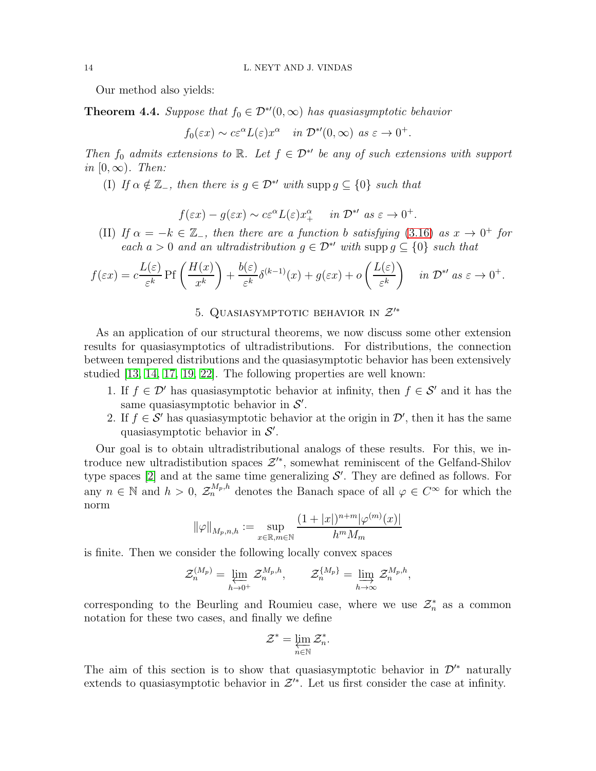Our method also yields:

**Theorem 4.4.** *Suppose that $f_0 \in \mathcal{D}^{*\prime}(0,\infty)$ has quasiasymptotic behavior*

$$f_0(\varepsilon x) \sim c\varepsilon^{\alpha} L(\varepsilon) x^{\alpha} \quad \text{in } \mathcal{D}^{*\prime}(0,\infty) \text{ as } \varepsilon \to 0^+.$$

*Then $f_0$ admits extensions to $\mathbb{R}$. Let $f \in \mathcal{D}^{*\prime}$ be any of such extensions with support in $[0,\infty)$. Then:*

(I) *If $\alpha \notin \mathbb{Z}_-$, then there is $g \in \mathcal{D}^{*\prime}$ with $\operatorname{supp} g \subseteq \{0\}$ such that*

$$f(\varepsilon x) - g(\varepsilon x) \sim c\varepsilon^{\alpha} L(\varepsilon) x_+^{\alpha} \quad \text{in } \mathcal{D}^{*\prime} \text{ as } \varepsilon \to 0^+.$$

(II) *If $\alpha = -k \in \mathbb{Z}_-$, then there are a function $b$ satisfying (3.16) as $x \to 0^+$ for each $a > 0$ and an ultradistribution $g \in \mathcal{D}^{*\prime}$ with $\operatorname{supp} g \subseteq \{0\}$ such that*

$$f(\varepsilon x) = c\frac{L(\varepsilon)}{\varepsilon^k} \operatorname{Pf}\left(\frac{H(x)}{x^k}\right) + \frac{b(\varepsilon)}{\varepsilon^k}\delta^{(k-1)}(x) + g(\varepsilon x) + o\left(\frac{L(\varepsilon)}{\varepsilon^k}\right) \quad \text{in } \mathcal{D}^{*\prime} \text{ as } \varepsilon \to 0^+.$$

## 5. Quasiasymptotic behavior in $\mathcal{Z}'^*$

As an application of our structural theorems, we now discuss some other extension results for quasiasymptotics of ultradistributions. For distributions, the connection between tempered distributions and the quasiasymptotic behavior has been extensively studied [13, 14, 17, 19, 22]. The following properties are well known:

1. If $f \in \mathcal{D}'$ has quasiasymptotic behavior at infinity, then $f \in \mathcal{S}'$ and it has the same quasiasymptotic behavior in $\mathcal{S}'$.
2. If $f \in \mathcal{S}'$ has quasiasymptotic behavior at the origin in $\mathcal{D}'$, then it has the same quasiasymptotic behavior in $\mathcal{S}'$.

Our goal is to obtain ultradistributional analogs of these results. For this, we introduce new ultradistibution spaces $\mathcal{Z}'^*$, somewhat reminiscent of the Gelfand-Shilov type spaces [2] and at the same time generalizing $\mathcal{S}'$. They are defined as follows. For any $n \in \mathbb{N}$ and $h > 0$, $\mathcal{Z}_n^{M_p,h}$ denotes the Banach space of all $\varphi \in C^\infty$ for which the norm

$$\|\varphi\|_{M_p,n,h} := \sup_{x\in\mathbb{R}, m\in\mathbb{N}} \frac{(1+|x|)^{n+m}|\varphi^{(m)}(x)|}{h^m M_m}$$

is finite. Then we consider the following locally convex spaces

$$\mathcal{Z}_n^{(M_p)} = \varprojlim_{h\to 0^+} \mathcal{Z}_n^{M_p,h}, \qquad \mathcal{Z}_n^{\{M_p\}} = \varinjlim_{h\to\infty} \mathcal{Z}_n^{M_p,h},$$

corresponding to the Beurling and Roumieu case, where we use $\mathcal{Z}_n^*$ as a common notation for these two cases, and finally we define

$$\mathcal{Z}^* = \varprojlim_{n\in\mathbb{N}} \mathcal{Z}_n^*.$$

The aim of this section is to show that quasiasymptotic behavior in $\mathcal{D}'^*$ naturally extends to quasiasymptotic behavior in $\mathcal{Z}'^*$. Let us first consider the case at infinity.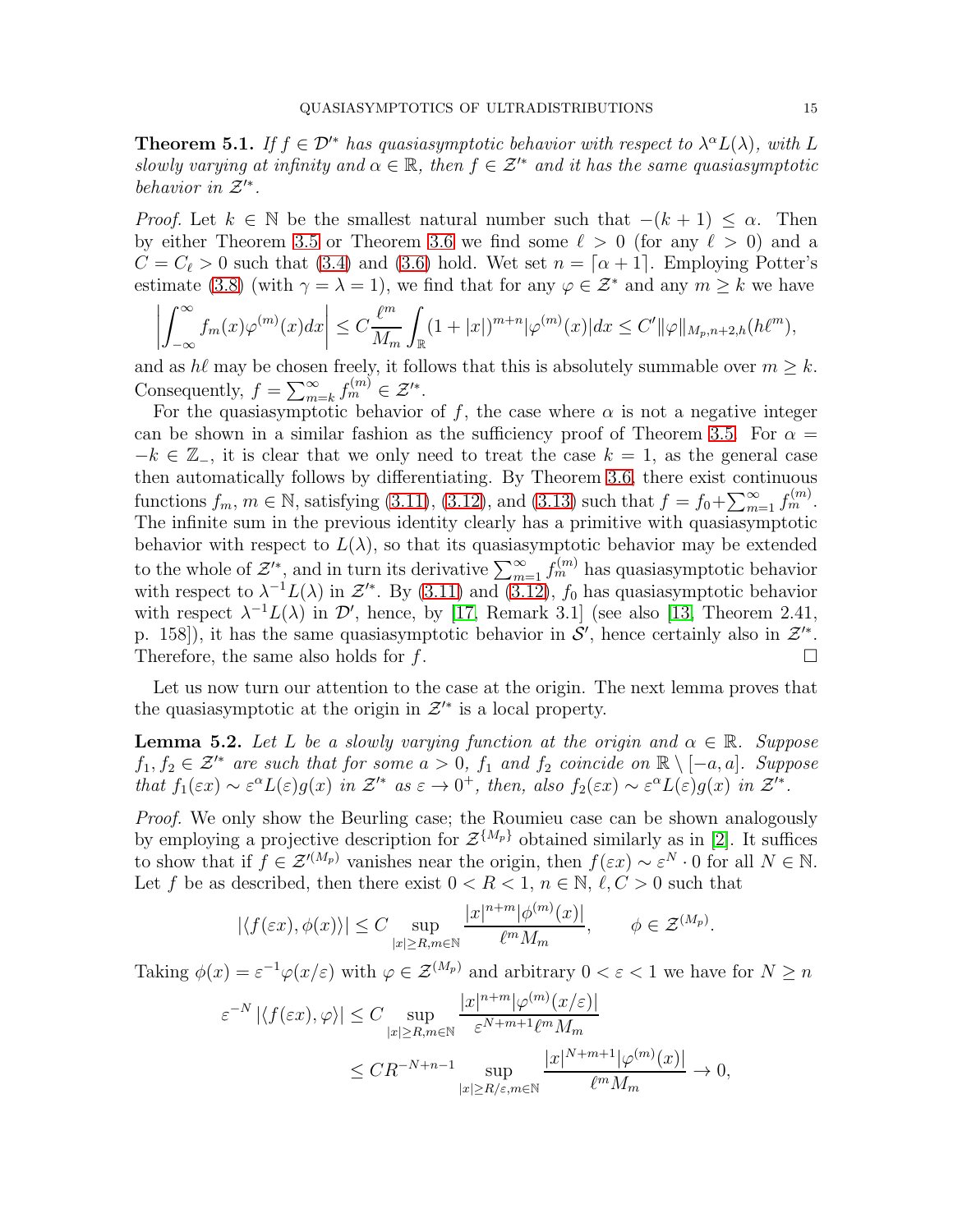**Theorem 5.1.** *If $f \in \mathcal{D}'^*$ has quasiasymptotic behavior with respect to $\lambda^\alpha L(\lambda)$, with $L$ slowly varying at infinity and $\alpha \in \mathbb{R}$, then $f \in \mathcal{Z}'^*$ and it has the same quasiasymptotic behavior in $\mathcal{Z}'^*$.*

*Proof.* Let $k \in \mathbb{N}$ be the smallest natural number such that $-(k+1) \leq \alpha$. Then by either Theorem 3.5 or Theorem 3.6 we find some $\ell > 0$ (for any $\ell > 0$) and a $C = C_\ell > 0$ such that (3.4) and (3.6) hold. Wet set $n = \lceil \alpha + 1 \rceil$. Employing Potter's estimate (3.8) (with $\gamma = \lambda = 1$), we find that for any $\varphi \in \mathcal{Z}^*$ and any $m \geq k$ we have

$$\left| \int_{-\infty}^{\infty} f_m(x) \varphi^{(m)}(x) dx \right| \leq C \frac{\ell^m}{M_m} \int_{\mathbb{R}} (1+|x|)^{m+n} |\varphi^{(m)}(x)| dx \leq C' \|\varphi\|_{M_p, n+2, h}(h\ell^m),$$

and as $h\ell$ may be chosen freely, it follows that this is absolutely summable over $m \geq k$. Consequently, $f = \sum_{m=k}^{\infty} f_m^{(m)} \in \mathcal{Z}'^*$.

For the quasiasymptotic behavior of $f$, the case where $\alpha$ is not a negative integer can be shown in a similar fashion as the sufficiency proof of Theorem 3.5. For $\alpha = -k \in \mathbb{Z}_-$, it is clear that we only need to treat the case $k = 1$, as the general case then automatically follows by differentiating. By Theorem 3.6, there exist continuous functions $f_m$, $m \in \mathbb{N}$, satisfying (3.11), (3.12), and (3.13) such that $f = f_0 + \sum_{m=1}^{\infty} f_m^{(m)}$. The infinite sum in the previous identity clearly has a primitive with quasiasymptotic behavior with respect to $L(\lambda)$, so that its quasiasymptotic behavior may be extended to the whole of $\mathcal{Z}'^*$, and in turn its derivative $\sum_{m=1}^{\infty} f_m^{(m)}$ has quasiasymptotic behavior with respect to $\lambda^{-1} L(\lambda)$ in $\mathcal{Z}'^*$. By (3.11) and (3.12), $f_0$ has quasiasymptotic behavior with respect $\lambda^{-1} L(\lambda)$ in $\mathcal{D}'$, hence, by [17, Remark 3.1] (see also [13, Theorem 2.41, p. 158]), it has the same quasiasymptotic behavior in $\mathcal{S}'$, hence certainly also in $\mathcal{Z}'^*$. Therefore, the same also holds for $f$. $\square$

Let us now turn our attention to the case at the origin. The next lemma proves that the quasiasymptotic at the origin in $\mathcal{Z}'^*$ is a local property.

**Lemma 5.2.** *Let $L$ be a slowly varying function at the origin and $\alpha \in \mathbb{R}$. Suppose $f_1, f_2 \in \mathcal{Z}'^*$ are such that for some $a > 0$, $f_1$ and $f_2$ coincide on $\mathbb{R} \setminus [-a, a]$. Suppose that $f_1(\varepsilon x) \sim \varepsilon^\alpha L(\varepsilon) g(x)$ in $\mathcal{Z}'^*$ as $\varepsilon \to 0^+$, then, also $f_2(\varepsilon x) \sim \varepsilon^\alpha L(\varepsilon) g(x)$ in $\mathcal{Z}'^*$.*

*Proof.* We only show the Beurling case; the Roumieu case can be shown analogously by employing a projective description for $\mathcal{Z}^{\{M_p\}}$ obtained similarly as in [2]. It suffices to show that if $f \in \mathcal{Z}'^{(M_p)}$ vanishes near the origin, then $f(\varepsilon x) \sim \varepsilon^N \cdot 0$ for all $N \in \mathbb{N}$. Let $f$ be as described, then there exist $0 < R < 1$, $n \in \mathbb{N}$, $\ell, C > 0$ such that

$$|\langle f(\varepsilon x), \phi(x) \rangle| \leq C \sup_{|x| \geq R, m \in \mathbb{N}} \frac{|x|^{n+m} |\phi^{(m)}(x)|}{\ell^m M_m}, \qquad \phi \in \mathcal{Z}^{(M_p)}.$$

Taking $\phi(x) = \varepsilon^{-1} \varphi(x/\varepsilon)$ with $\varphi \in \mathcal{Z}^{(M_p)}$ and arbitrary $0 < \varepsilon < 1$ we have for $N \geq n$

$$\begin{aligned}
\varepsilon^{-N} |\langle f(\varepsilon x), \varphi \rangle| &\leq C \sup_{|x| \geq R, m \in \mathbb{N}} \frac{|x|^{n+m} |\varphi^{(m)}(x/\varepsilon)|}{\varepsilon^{N+m+1} \ell^m M_m} \\
&\leq C R^{-N+n-1} \sup_{|x| \geq R/\varepsilon, m \in \mathbb{N}} \frac{|x|^{N+m+1} |\varphi^{(m)}(x)|}{\ell^m M_m} \to 0,
\end{aligned}$$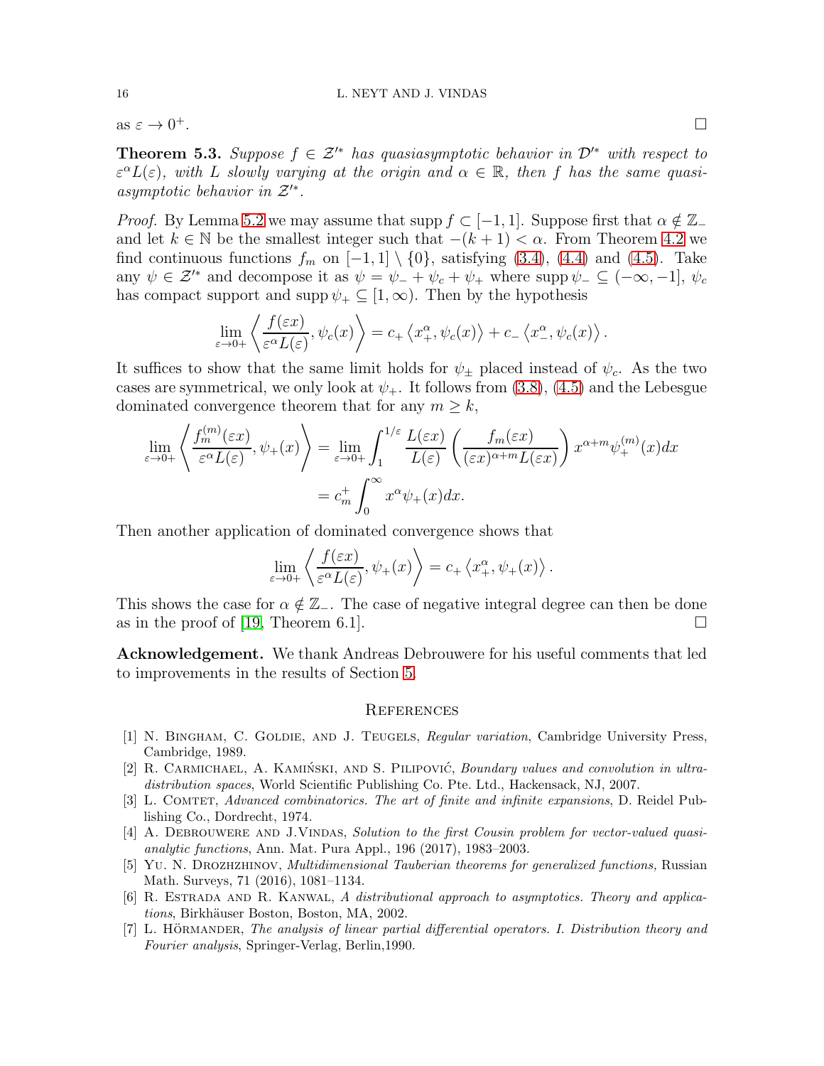as $\varepsilon \to 0^+$. □

**Theorem 5.3.** *Suppose $f \in \mathcal{Z}'^*$ has quasiasymptotic behavior in $\mathcal{D}'^*$ with respect to $\varepsilon^\alpha L(\varepsilon)$, with $L$ slowly varying at the origin and $\alpha \in \mathbb{R}$, then $f$ has the same quasiasymptotic behavior in $\mathcal{Z}'^*$.*

*Proof.* By Lemma 5.2 we may assume that $\operatorname{supp} f \subset [-1, 1]$. Suppose first that $\alpha \notin \mathbb{Z}_-$ and let $k \in \mathbb{N}$ be the smallest integer such that $-(k+1) < \alpha$. From Theorem 4.2 we find continuous functions $f_m$ on $[-1, 1] \setminus \{0\}$, satisfying (3.4), (4.4) and (4.5). Take any $\psi \in \mathcal{Z}'^*$ and decompose it as $\psi = \psi_- + \psi_c + \psi_+$ where $\operatorname{supp} \psi_- \subseteq (-\infty, -1]$, $\psi_c$ has compact support and $\operatorname{supp} \psi_+ \subseteq [1, \infty)$. Then by the hypothesis

$$\lim_{\varepsilon \to 0+} \left\langle \frac{f(\varepsilon x)}{\varepsilon^\alpha L(\varepsilon)}, \psi_c(x) \right\rangle = c_+ \left\langle x_+^\alpha, \psi_c(x) \right\rangle + c_- \left\langle x_-^\alpha, \psi_c(x) \right\rangle.$$

It suffices to show that the same limit holds for $\psi_\pm$ placed instead of $\psi_c$. As the two cases are symmetrical, we only look at $\psi_+$. It follows from (3.8), (4.5) and the Lebesgue dominated convergence theorem that for any $m \geq k$,

$$\begin{aligned}
\lim_{\varepsilon \to 0+} \left\langle \frac{f_m^{(m)}(\varepsilon x)}{\varepsilon^\alpha L(\varepsilon)}, \psi_+(x) \right\rangle &= \lim_{\varepsilon \to 0+} \int_1^{1/\varepsilon} \frac{L(\varepsilon x)}{L(\varepsilon)} \left( \frac{f_m(\varepsilon x)}{(\varepsilon x)^{\alpha+m} L(\varepsilon x)} \right) x^{\alpha+m} \psi_+^{(m)}(x) dx \\
&= c_m^+ \int_0^\infty x^\alpha \psi_+(x) dx.
\end{aligned}$$

Then another application of dominated convergence shows that

$$\lim_{\varepsilon \to 0+} \left\langle \frac{f(\varepsilon x)}{\varepsilon^\alpha L(\varepsilon)}, \psi_+(x) \right\rangle = c_+ \left\langle x_+^\alpha, \psi_+(x) \right\rangle.$$

This shows the case for $\alpha \notin \mathbb{Z}_-$. The case of negative integral degree can then be done as in the proof of [19, Theorem 6.1]. □

**Acknowledgement.** We thank Andreas Debrouwere for his useful comments that led to improvements in the results of Section 5.

## References

[1] N. Bingham, C. Goldie, and J. Teugels, *Regular variation*, Cambridge University Press, Cambridge, 1989.

[2] R. Carmichael, A. Kamiński, and S. Pilipović, *Boundary values and convolution in ultradistribution spaces*, World Scientific Publishing Co. Pte. Ltd., Hackensack, NJ, 2007.

[3] L. Comtet, *Advanced combinatorics. The art of finite and infinite expansions*, D. Reidel Publishing Co., Dordrecht, 1974.

[4] A. Debrouwere and J.Vindas, *Solution to the first Cousin problem for vector-valued quasianalytic functions*, Ann. Mat. Pura Appl., 196 (2017), 1983–2003.

[5] Yu. N. Drozhzhinov, *Multidimensional Tauberian theorems for generalized functions,* Russian Math. Surveys, 71 (2016), 1081–1134.

[6] R. Estrada and R. Kanwal, *A distributional approach to asymptotics. Theory and applications*, Birkhäuser Boston, Boston, MA, 2002.

[7] L. Hörmander, *The analysis of linear partial differential operators. I. Distribution theory and Fourier analysis*, Springer-Verlag, Berlin,1990.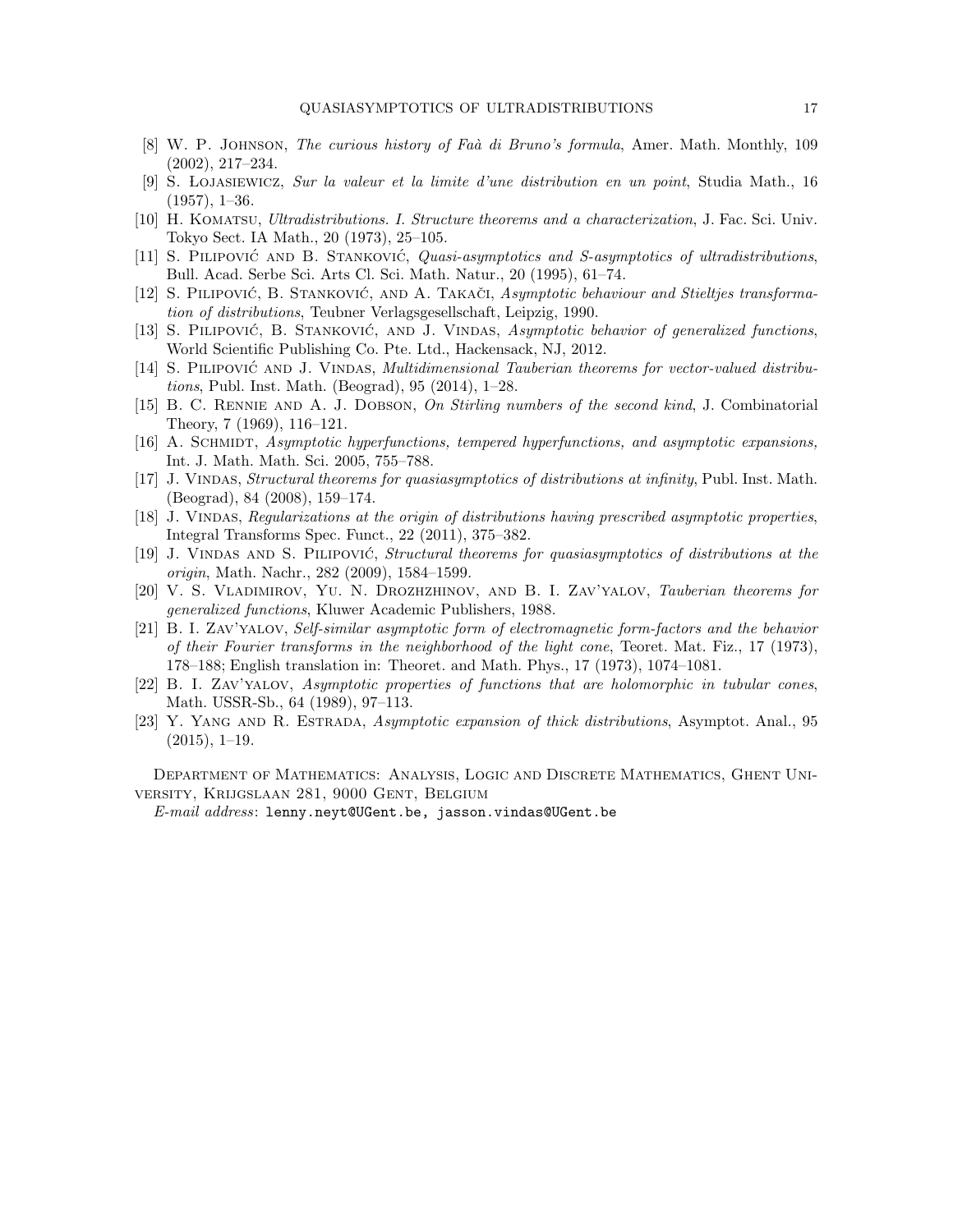[8] W. P. Johnson, *The curious history of Faà di Bruno's formula*, Amer. Math. Monthly, 109 (2002), 217–234.

[9] S. Łojasiewicz, *Sur la valeur et la limite d'une distribution en un point*, Studia Math., 16 (1957), 1–36.

[10] H. Komatsu, *Ultradistributions. I. Structure theorems and a characterization*, J. Fac. Sci. Univ. Tokyo Sect. IA Math., 20 (1973), 25–105.

[11] S. Pilipović and B. Stanković, *Quasi-asymptotics and S-asymptotics of ultradistributions*, Bull. Acad. Serbe Sci. Arts Cl. Sci. Math. Natur., 20 (1995), 61–74.

[12] S. Pilipović, B. Stanković, and A. Takači, *Asymptotic behaviour and Stieltjes transformation of distributions*, Teubner Verlagsgesellschaft, Leipzig, 1990.

[13] S. Pilipović, B. Stanković, and J. Vindas, *Asymptotic behavior of generalized functions*, World Scientific Publishing Co. Pte. Ltd., Hackensack, NJ, 2012.

[14] S. Pilipović and J. Vindas, *Multidimensional Tauberian theorems for vector-valued distributions*, Publ. Inst. Math. (Beograd), 95 (2014), 1–28.

[15] B. C. Rennie and A. J. Dobson, *On Stirling numbers of the second kind*, J. Combinatorial Theory, 7 (1969), 116–121.

[16] A. Schmidt, *Asymptotic hyperfunctions, tempered hyperfunctions, and asymptotic expansions,* Int. J. Math. Math. Sci. 2005, 755–788.

[17] J. Vindas, *Structural theorems for quasiasymptotics of distributions at infinity*, Publ. Inst. Math. (Beograd), 84 (2008), 159–174.

[18] J. Vindas, *Regularizations at the origin of distributions having prescribed asymptotic properties*, Integral Transforms Spec. Funct., 22 (2011), 375–382.

[19] J. Vindas and S. Pilipović, *Structural theorems for quasiasymptotics of distributions at the origin*, Math. Nachr., 282 (2009), 1584–1599.

[20] V. S. Vladimirov, Yu. N. Drozhzhinov, and B. I. Zav'yalov, *Tauberian theorems for generalized functions*, Kluwer Academic Publishers, 1988.

[21] B. I. Zav'yalov, *Self-similar asymptotic form of electromagnetic form-factors and the behavior of their Fourier transforms in the neighborhood of the light cone*, Teoret. Mat. Fiz., 17 (1973), 178–188; English translation in: Theoret. and Math. Phys., 17 (1973), 1074–1081.

[22] B. I. Zav'yalov, *Asymptotic properties of functions that are holomorphic in tubular cones*, Math. USSR-Sb., 64 (1989), 97–113.

[23] Y. Yang and R. Estrada, *Asymptotic expansion of thick distributions*, Asymptot. Anal., 95 (2015), 1–19.

Department of Mathematics: Analysis, Logic and Discrete Mathematics, Ghent University, Krijgslaan 281, 9000 Gent, Belgium

*E-mail address*: lenny.neyt@UGent.be, jasson.vindas@UGent.be